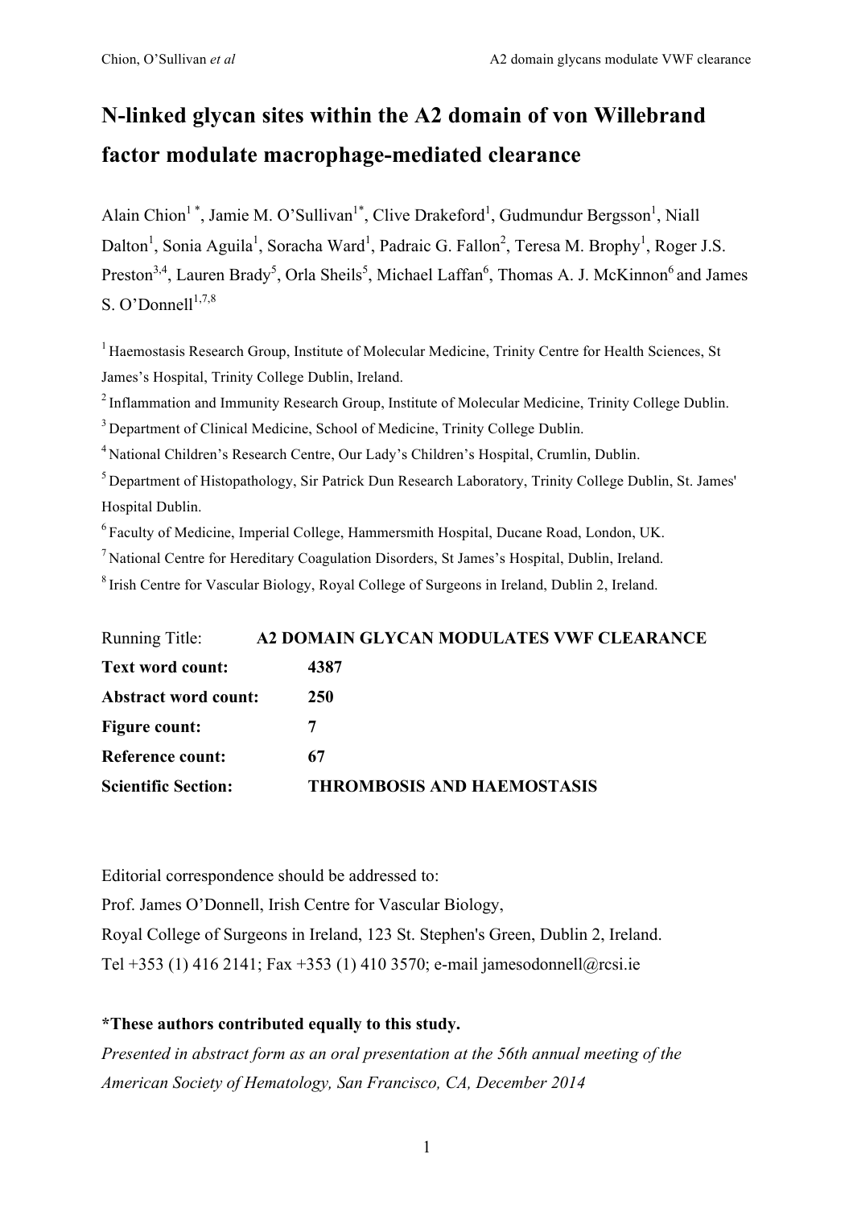# N-linked glycan sites within the A2 domain of von Willebrand factor modulate macrophage-mediated clearance

Alain Chion[1 *], Jamie M. O'Sullivan[1*], Clive Drakeford[1], Gudmundur Bergsson[1], Niall Dalton[1], Sonia Aguila[1], Soracha Ward[1], Padraic G. Fallon[2], Teresa M. Brophy[1], Roger J.S. Preston[3,4], Lauren Brady[5], Orla Sheils[5], Michael Laffan[6], Thomas A. J. McKinnon[6] and James S. O'Donnell[1,7,8]

[1] Haemostasis Research Group, Institute of Molecular Medicine, Trinity Centre for Health Sciences, St James's Hospital, Trinity College Dublin, Ireland.

[2] Inflammation and Immunity Research Group, Institute of Molecular Medicine, Trinity College Dublin.

[3] Department of Clinical Medicine, School of Medicine, Trinity College Dublin.

[4] National Children's Research Centre, Our Lady's Children's Hospital, Crumlin, Dublin.

[5] Department of Histopathology, Sir Patrick Dun Research Laboratory, Trinity College Dublin, St. James' Hospital Dublin.

[6] Faculty of Medicine, Imperial College, Hammersmith Hospital, Ducane Road, London, UK.

[7] National Centre for Hereditary Coagulation Disorders, St James's Hospital, Dublin, Ireland.

[8] Irish Centre for Vascular Biology, Royal College of Surgeons in Ireland, Dublin 2, Ireland.

Running Title: **A2 DOMAIN GLYCAN MODULATES VWF CLEARANCE**

**Text word count:** 4387

**Abstract word count:** 250

**Figure count:** 7

**Reference count:** 67

**Scientific Section:** THROMBOSIS AND HAEMOSTASIS

Editorial correspondence should be addressed to:
Prof. James O'Donnell, Irish Centre for Vascular Biology,
Royal College of Surgeons in Ireland, 123 St. Stephen's Green, Dublin 2, Ireland.
Tel +353 (1) 416 2141; Fax +353 (1) 410 3570; e-mail jamesodonnell@rcsi.ie

**\*These authors contributed equally to this study.**

*Presented in abstract form as an oral presentation at the 56th annual meeting of the American Society of Hematology, San Francisco, CA, December 2014*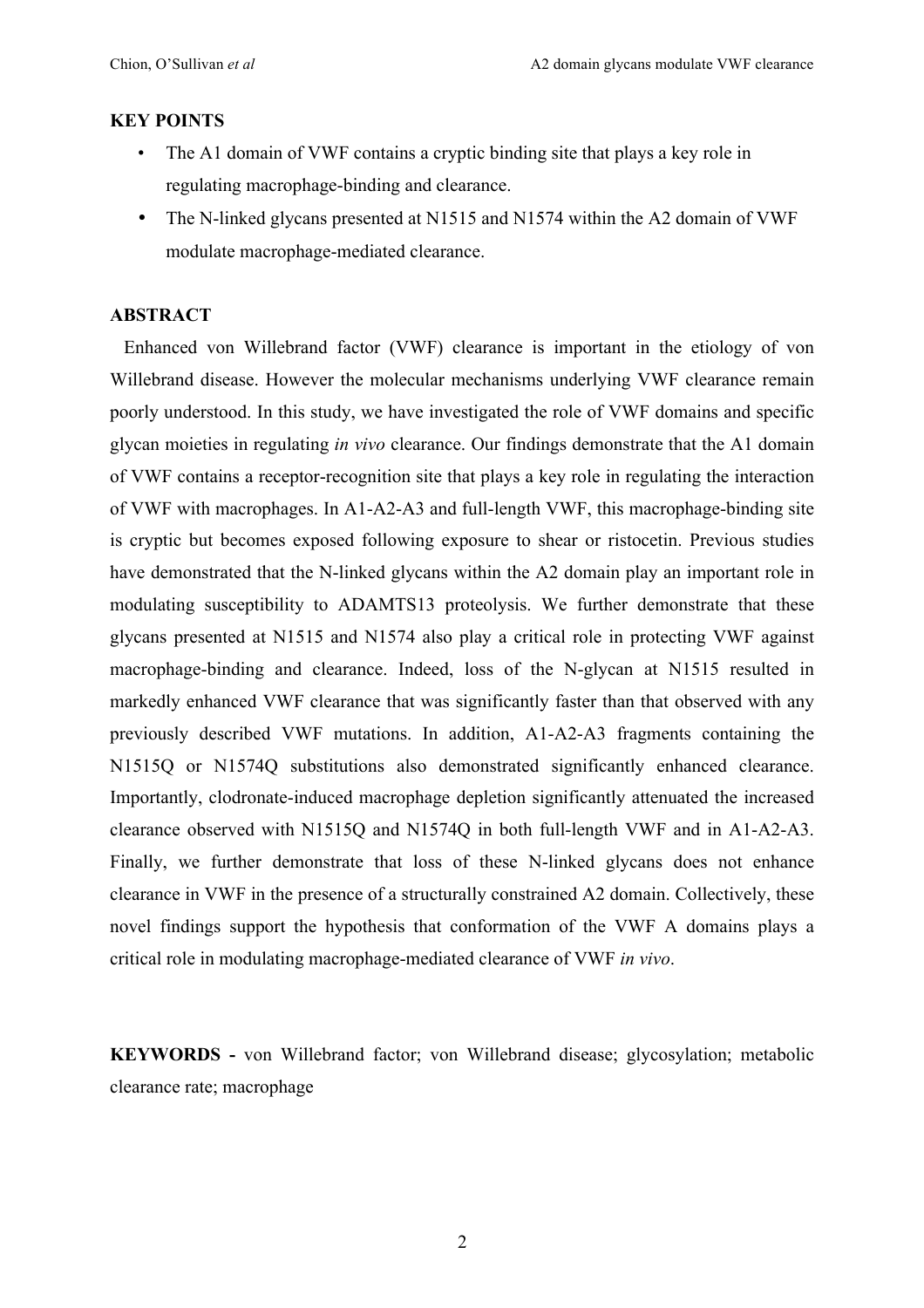**KEY POINTS**

- The A1 domain of VWF contains a cryptic binding site that plays a key role in regulating macrophage-binding and clearance.
- The N-linked glycans presented at N1515 and N1574 within the A2 domain of VWF modulate macrophage-mediated clearance.

**ABSTRACT**

Enhanced von Willebrand factor (VWF) clearance is important in the etiology of von Willebrand disease. However the molecular mechanisms underlying VWF clearance remain poorly understood. In this study, we have investigated the role of VWF domains and specific glycan moieties in regulating *in vivo* clearance. Our findings demonstrate that the A1 domain of VWF contains a receptor-recognition site that plays a key role in regulating the interaction of VWF with macrophages. In A1-A2-A3 and full-length VWF, this macrophage-binding site is cryptic but becomes exposed following exposure to shear or ristocetin. Previous studies have demonstrated that the N-linked glycans within the A2 domain play an important role in modulating susceptibility to ADAMTS13 proteolysis. We further demonstrate that these glycans presented at N1515 and N1574 also play a critical role in protecting VWF against macrophage-binding and clearance. Indeed, loss of the N-glycan at N1515 resulted in markedly enhanced VWF clearance that was significantly faster than that observed with any previously described VWF mutations. In addition, A1-A2-A3 fragments containing the N1515Q or N1574Q substitutions also demonstrated significantly enhanced clearance. Importantly, clodronate-induced macrophage depletion significantly attenuated the increased clearance observed with N1515Q and N1574Q in both full-length VWF and in A1-A2-A3. Finally, we further demonstrate that loss of these N-linked glycans does not enhance clearance in VWF in the presence of a structurally constrained A2 domain. Collectively, these novel findings support the hypothesis that conformation of the VWF A domains plays a critical role in modulating macrophage-mediated clearance of VWF *in vivo*.

**KEYWORDS -** von Willebrand factor; von Willebrand disease; glycosylation; metabolic clearance rate; macrophage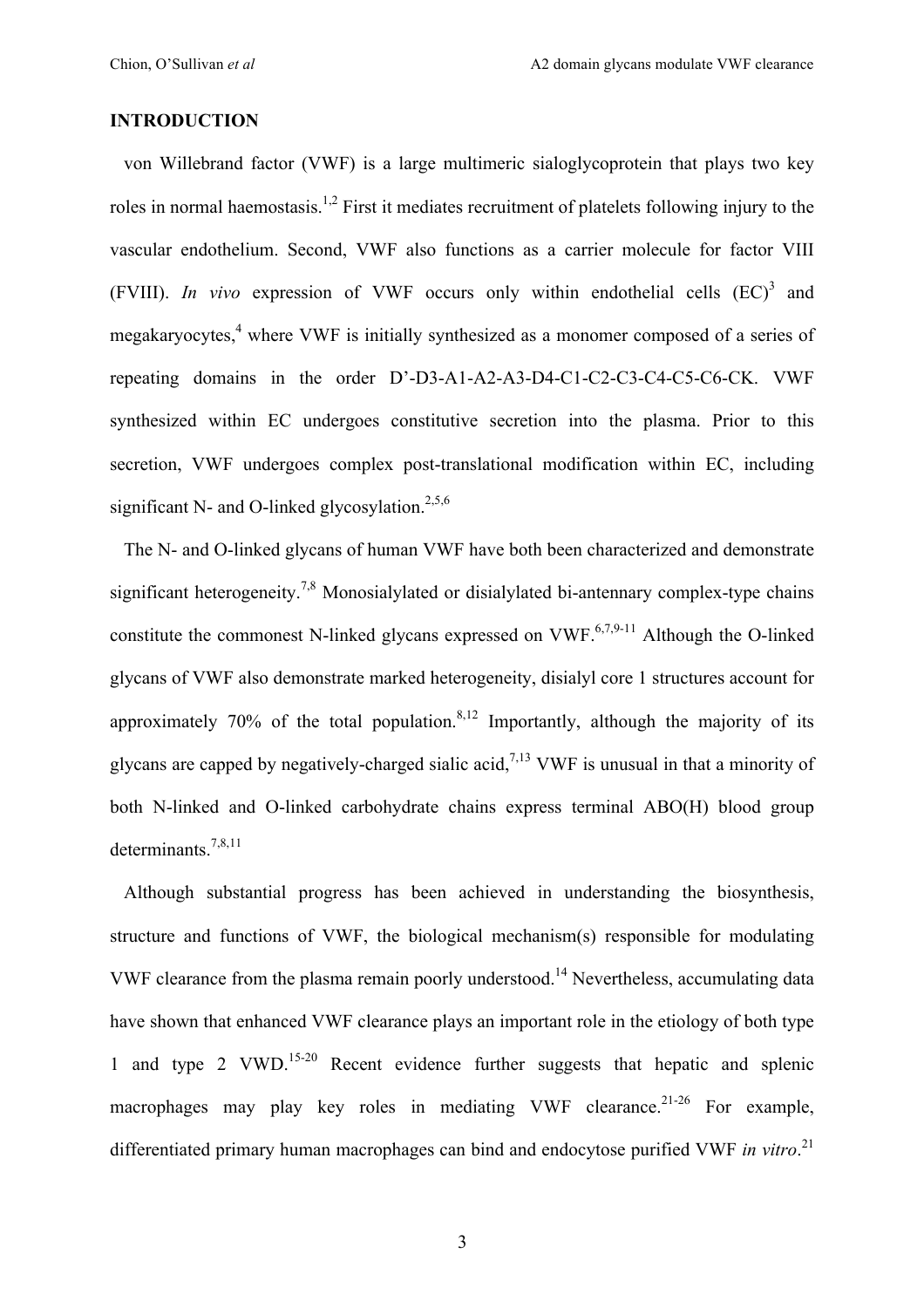**INTRODUCTION**

von Willebrand factor (VWF) is a large multimeric sialoglycoprotein that plays two key roles in normal haemostasis.[1,2] First it mediates recruitment of platelets following injury to the vascular endothelium. Second, VWF also functions as a carrier molecule for factor VIII (FVIII). *In vivo* expression of VWF occurs only within endothelial cells (EC)[3] and megakaryocytes,[4] where VWF is initially synthesized as a monomer composed of a series of repeating domains in the order D'-D3-A1-A2-A3-D4-C1-C2-C3-C4-C5-C6-CK. VWF synthesized within EC undergoes constitutive secretion into the plasma. Prior to this secretion, VWF undergoes complex post-translational modification within EC, including significant N- and O-linked glycosylation.[2,5,6]

The N- and O-linked glycans of human VWF have both been characterized and demonstrate significant heterogeneity.[7,8] Monosialylated or disialylated bi-antennary complex-type chains constitute the commonest N-linked glycans expressed on VWF.[6,7,9-11] Although the O-linked glycans of VWF also demonstrate marked heterogeneity, disialyl core 1 structures account for approximately 70% of the total population.[8,12] Importantly, although the majority of its glycans are capped by negatively-charged sialic acid,[7,13] VWF is unusual in that a minority of both N-linked and O-linked carbohydrate chains express terminal ABO(H) blood group determinants.[7,8,11]

Although substantial progress has been achieved in understanding the biosynthesis, structure and functions of VWF, the biological mechanism(s) responsible for modulating VWF clearance from the plasma remain poorly understood.[14] Nevertheless, accumulating data have shown that enhanced VWF clearance plays an important role in the etiology of both type 1 and type 2 VWD.[15-20] Recent evidence further suggests that hepatic and splenic macrophages may play key roles in mediating VWF clearance.[21-26] For example, differentiated primary human macrophages can bind and endocytose purified VWF *in vitro*.[21]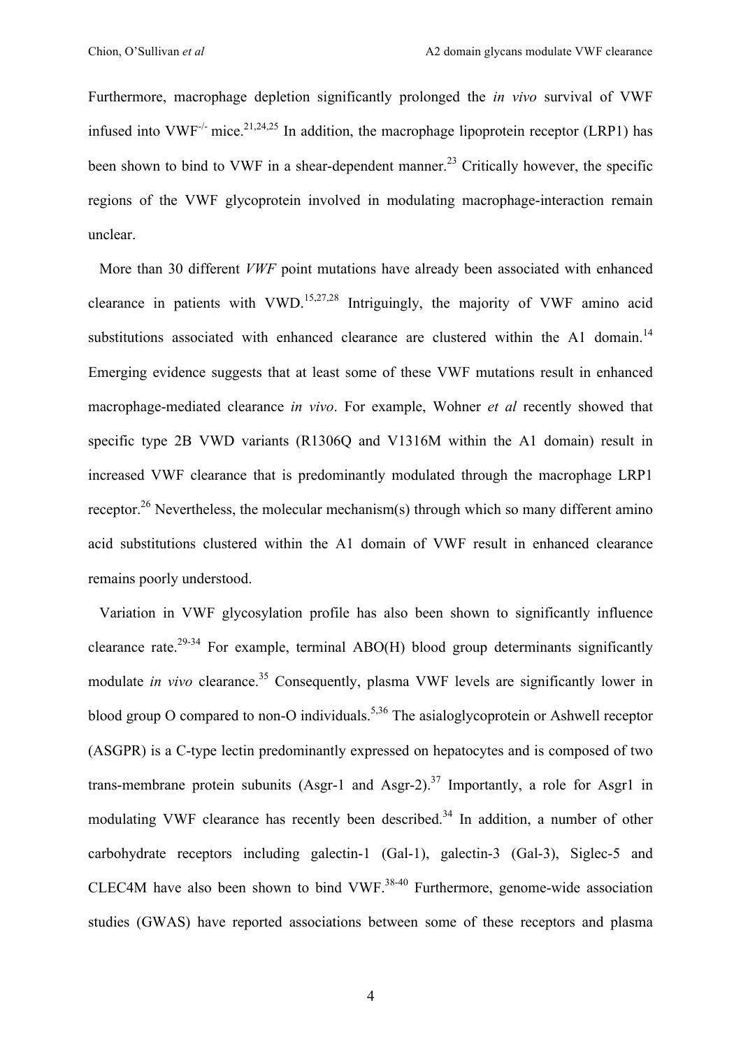Furthermore, macrophage depletion significantly prolonged the *in vivo* survival of VWF infused into VWF$^{-/-}$ mice.[21,24,25] In addition, the macrophage lipoprotein receptor (LRP1) has been shown to bind to VWF in a shear-dependent manner.[23] Critically however, the specific regions of the VWF glycoprotein involved in modulating macrophage-interaction remain unclear.

More than 30 different *VWF* point mutations have already been associated with enhanced clearance in patients with VWD.[15,27,28] Intriguingly, the majority of VWF amino acid substitutions associated with enhanced clearance are clustered within the A1 domain.[14] Emerging evidence suggests that at least some of these VWF mutations result in enhanced macrophage-mediated clearance *in vivo*. For example, Wohner *et al* recently showed that specific type 2B VWD variants (R1306Q and V1316M within the A1 domain) result in increased VWF clearance that is predominantly modulated through the macrophage LRP1 receptor.[26] Nevertheless, the molecular mechanism(s) through which so many different amino acid substitutions clustered within the A1 domain of VWF result in enhanced clearance remains poorly understood.

Variation in VWF glycosylation profile has also been shown to significantly influence clearance rate.[29-34] For example, terminal ABO(H) blood group determinants significantly modulate *in vivo* clearance.[35] Consequently, plasma VWF levels are significantly lower in blood group O compared to non-O individuals.[5,36] The asialoglycoprotein or Ashwell receptor (ASGPR) is a C-type lectin predominantly expressed on hepatocytes and is composed of two trans-membrane protein subunits (Asgr-1 and Asgr-2).[37] Importantly, a role for Asgr1 in modulating VWF clearance has recently been described.[34] In addition, a number of other carbohydrate receptors including galectin-1 (Gal-1), galectin-3 (Gal-3), Siglec-5 and CLEC4M have also been shown to bind VWF.[38-40] Furthermore, genome-wide association studies (GWAS) have reported associations between some of these receptors and plasma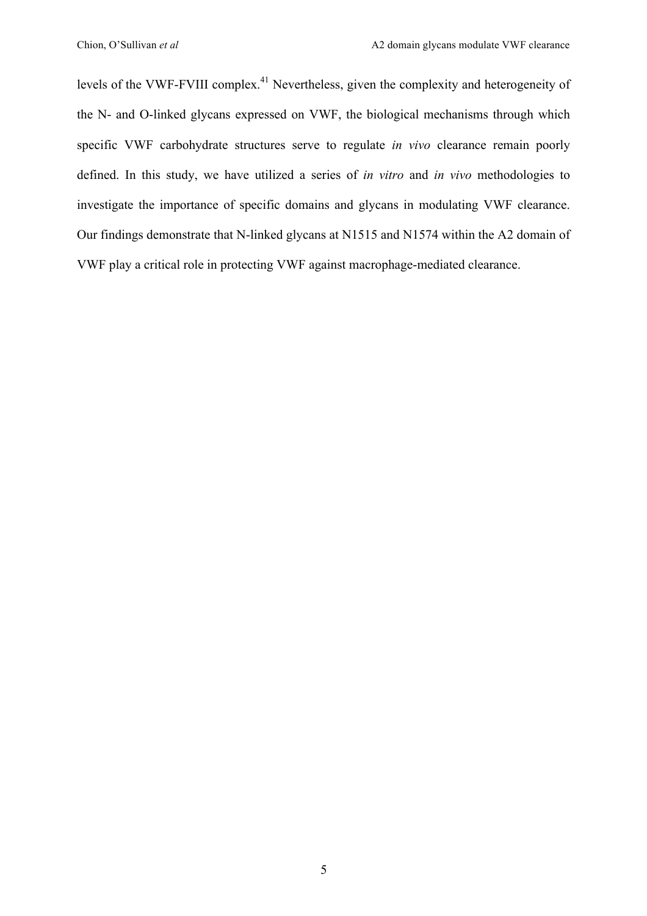levels of the VWF-FVIII complex.[41] Nevertheless, given the complexity and heterogeneity of the N- and O-linked glycans expressed on VWF, the biological mechanisms through which specific VWF carbohydrate structures serve to regulate *in vivo* clearance remain poorly defined. In this study, we have utilized a series of *in vitro* and *in vivo* methodologies to investigate the importance of specific domains and glycans in modulating VWF clearance. Our findings demonstrate that N-linked glycans at N1515 and N1574 within the A2 domain of VWF play a critical role in protecting VWF against macrophage-mediated clearance.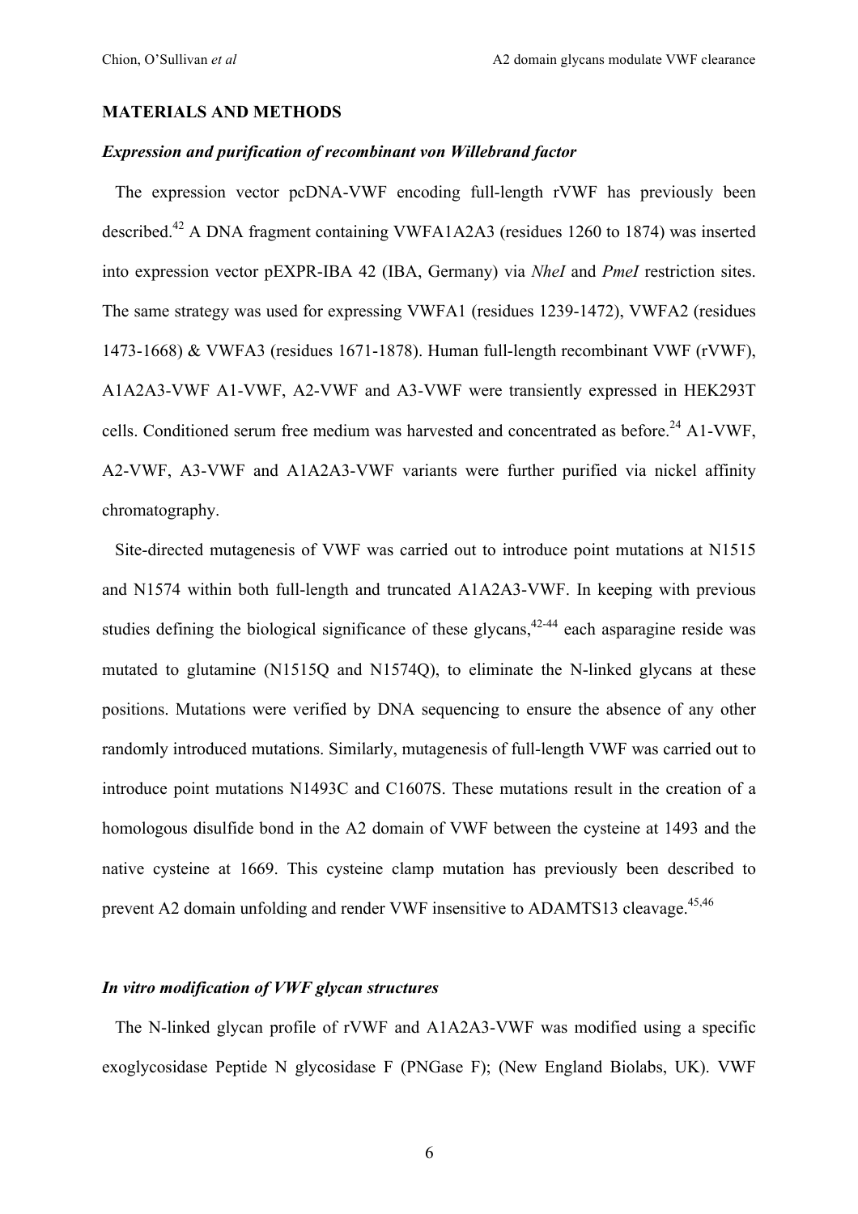## MATERIALS AND METHODS

### *Expression and purification of recombinant von Willebrand factor*

The expression vector pcDNA-VWF encoding full-length rVWF has previously been described.[42] A DNA fragment containing VWFA1A2A3 (residues 1260 to 1874) was inserted into expression vector pEXPR-IBA 42 (IBA, Germany) via *NheI* and *PmeI* restriction sites. The same strategy was used for expressing VWFA1 (residues 1239-1472), VWFA2 (residues 1473-1668) & VWFA3 (residues 1671-1878). Human full-length recombinant VWF (rVWF), A1A2A3-VWF A1-VWF, A2-VWF and A3-VWF were transiently expressed in HEK293T cells. Conditioned serum free medium was harvested and concentrated as before.[24] A1-VWF, A2-VWF, A3-VWF and A1A2A3-VWF variants were further purified via nickel affinity chromatography.

Site-directed mutagenesis of VWF was carried out to introduce point mutations at N1515 and N1574 within both full-length and truncated A1A2A3-VWF. In keeping with previous studies defining the biological significance of these glycans,[42-44] each asparagine reside was mutated to glutamine (N1515Q and N1574Q), to eliminate the N-linked glycans at these positions. Mutations were verified by DNA sequencing to ensure the absence of any other randomly introduced mutations. Similarly, mutagenesis of full-length VWF was carried out to introduce point mutations N1493C and C1607S. These mutations result in the creation of a homologous disulfide bond in the A2 domain of VWF between the cysteine at 1493 and the native cysteine at 1669. This cysteine clamp mutation has previously been described to prevent A2 domain unfolding and render VWF insensitive to ADAMTS13 cleavage.[45,46]

### *In vitro modification of VWF glycan structures*

The N-linked glycan profile of rVWF and A1A2A3-VWF was modified using a specific exoglycosidase Peptide N glycosidase F (PNGase F); (New England Biolabs, UK). VWF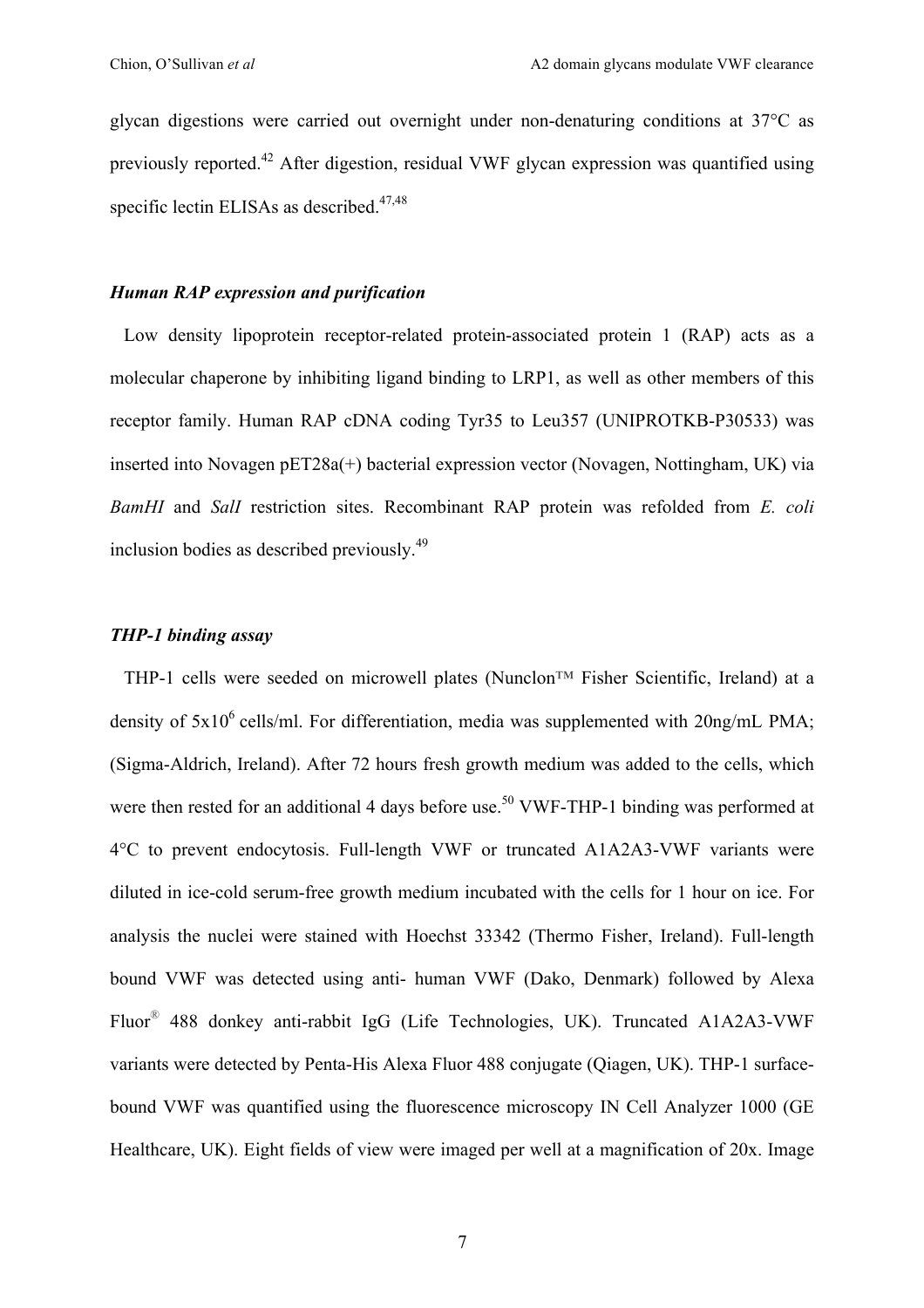glycan digestions were carried out overnight under non-denaturing conditions at 37°C as previously reported.[42] After digestion, residual VWF glycan expression was quantified using specific lectin ELISAs as described.[47,48]

### *Human RAP expression and purification*

Low density lipoprotein receptor-related protein-associated protein 1 (RAP) acts as a molecular chaperone by inhibiting ligand binding to LRP1, as well as other members of this receptor family. Human RAP cDNA coding Tyr35 to Leu357 (UNIPROTKB-P30533) was inserted into Novagen pET28a(+) bacterial expression vector (Novagen, Nottingham, UK) via *BamHI* and *SalI* restriction sites. Recombinant RAP protein was refolded from *E. coli* inclusion bodies as described previously.[49]

### *THP-1 binding assay*

THP-1 cells were seeded on microwell plates (Nunclon™ Fisher Scientific, Ireland) at a density of $5x10^6$ cells/ml. For differentiation, media was supplemented with 20ng/mL PMA; (Sigma-Aldrich, Ireland). After 72 hours fresh growth medium was added to the cells, which were then rested for an additional 4 days before use.[50] VWF-THP-1 binding was performed at 4°C to prevent endocytosis. Full-length VWF or truncated A1A2A3-VWF variants were diluted in ice-cold serum-free growth medium incubated with the cells for 1 hour on ice. For analysis the nuclei were stained with Hoechst 33342 (Thermo Fisher, Ireland). Full-length bound VWF was detected using anti- human VWF (Dako, Denmark) followed by Alexa Fluor® 488 donkey anti-rabbit IgG (Life Technologies, UK). Truncated A1A2A3-VWF variants were detected by Penta-His Alexa Fluor 488 conjugate (Qiagen, UK). THP-1 surface-bound VWF was quantified using the fluorescence microscopy IN Cell Analyzer 1000 (GE Healthcare, UK). Eight fields of view were imaged per well at a magnification of 20x. Image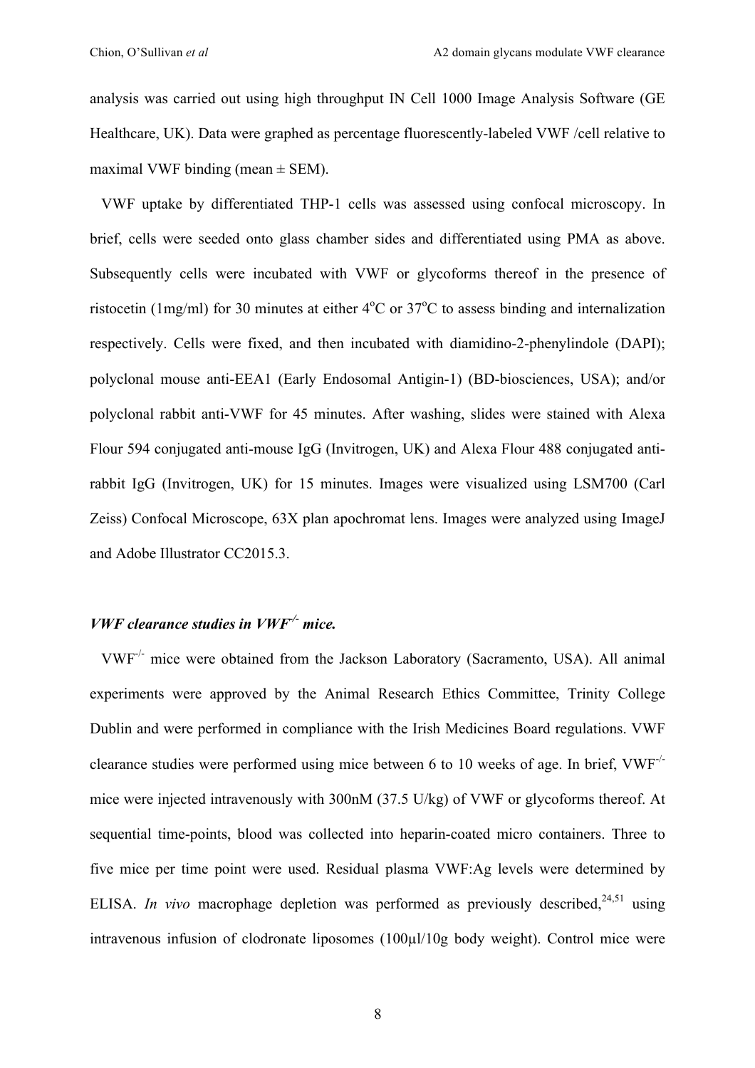analysis was carried out using high throughput IN Cell 1000 Image Analysis Software (GE Healthcare, UK). Data were graphed as percentage fluorescently-labeled VWF /cell relative to maximal VWF binding (mean ± SEM).

VWF uptake by differentiated THP-1 cells was assessed using confocal microscopy. In brief, cells were seeded onto glass chamber sides and differentiated using PMA as above. Subsequently cells were incubated with VWF or glycoforms thereof in the presence of ristocetin (1mg/ml) for 30 minutes at either $4^oC$ or $37^oC$ to assess binding and internalization respectively. Cells were fixed, and then incubated with diamidino-2-phenylindole (DAPI); polyclonal mouse anti-EEA1 (Early Endosomal Antigin-1) (BD-biosciences, USA); and/or polyclonal rabbit anti-VWF for 45 minutes. After washing, slides were stained with Alexa Flour 594 conjugated anti-mouse IgG (Invitrogen, UK) and Alexa Flour 488 conjugated anti-rabbit IgG (Invitrogen, UK) for 15 minutes. Images were visualized using LSM700 (Carl Zeiss) Confocal Microscope, 63X plan apochromat lens. Images were analyzed using ImageJ and Adobe Illustrator CC2015.3.

### *VWF clearance studies in VWF$^{-/-}$ mice.*

VWF$^{-/-}$ mice were obtained from the Jackson Laboratory (Sacramento, USA). All animal experiments were approved by the Animal Research Ethics Committee, Trinity College Dublin and were performed in compliance with the Irish Medicines Board regulations. VWF clearance studies were performed using mice between 6 to 10 weeks of age. In brief, VWF$^{-/-}$ mice were injected intravenously with 300nM (37.5 U/kg) of VWF or glycoforms thereof. At sequential time-points, blood was collected into heparin-coated micro containers. Three to five mice per time point were used. Residual plasma VWF:Ag levels were determined by ELISA. *In vivo* macrophage depletion was performed as previously described,[24,51] using intravenous infusion of clodronate liposomes (100µl/10g body weight). Control mice were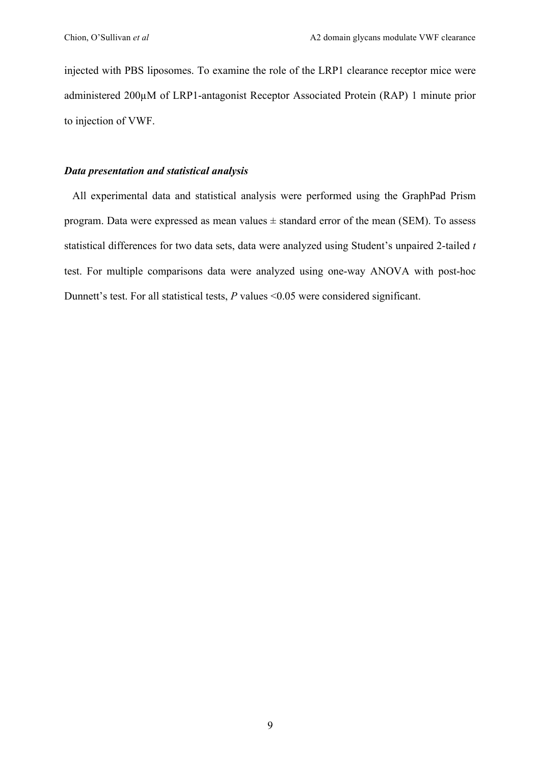injected with PBS liposomes. To examine the role of the LRP1 clearance receptor mice were administered 200μM of LRP1-antagonist Receptor Associated Protein (RAP) 1 minute prior to injection of VWF.

### *Data presentation and statistical analysis*

All experimental data and statistical analysis were performed using the GraphPad Prism program. Data were expressed as mean values ± standard error of the mean (SEM). To assess statistical differences for two data sets, data were analyzed using Student's unpaired 2-tailed *t* test. For multiple comparisons data were analyzed using one-way ANOVA with post-hoc Dunnett's test. For all statistical tests, $P$ values $<0.05$ were considered significant.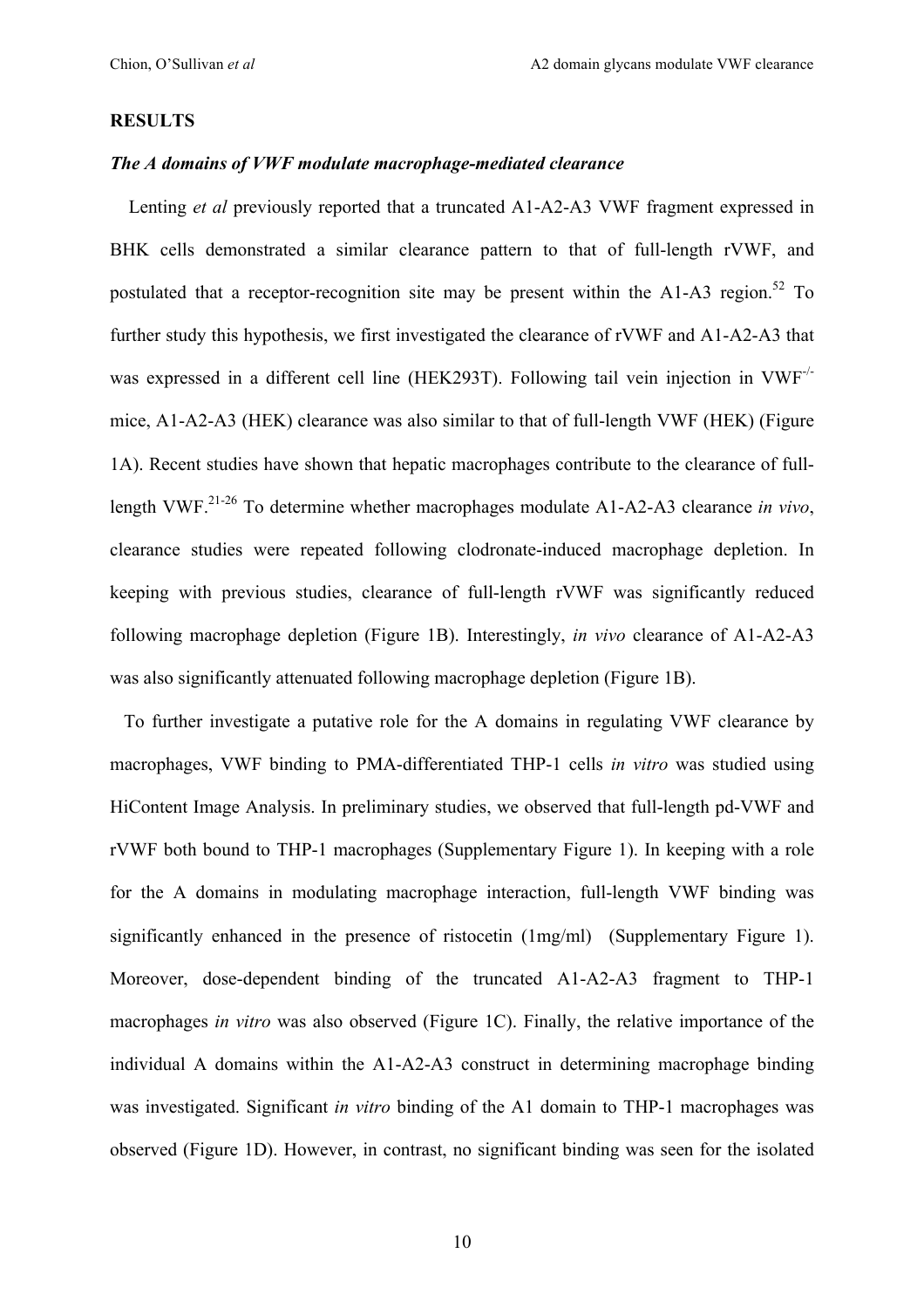## RESULTS

### *The A domains of VWF modulate macrophage-mediated clearance*

Lenting *et al* previously reported that a truncated A1-A2-A3 VWF fragment expressed in BHK cells demonstrated a similar clearance pattern to that of full-length rVWF, and postulated that a receptor-recognition site may be present within the A1-A3 region.[52] To further study this hypothesis, we first investigated the clearance of rVWF and A1-A2-A3 that was expressed in a different cell line (HEK293T). Following tail vein injection in VWF$^{-/-}$ mice, A1-A2-A3 (HEK) clearance was also similar to that of full-length VWF (HEK) (Figure 1A). Recent studies have shown that hepatic macrophages contribute to the clearance of full-length VWF.[21-26] To determine whether macrophages modulate A1-A2-A3 clearance *in vivo*, clearance studies were repeated following clodronate-induced macrophage depletion. In keeping with previous studies, clearance of full-length rVWF was significantly reduced following macrophage depletion (Figure 1B). Interestingly, *in vivo* clearance of A1-A2-A3 was also significantly attenuated following macrophage depletion (Figure 1B).

To further investigate a putative role for the A domains in regulating VWF clearance by macrophages, VWF binding to PMA-differentiated THP-1 cells *in vitro* was studied using HiContent Image Analysis. In preliminary studies, we observed that full-length pd-VWF and rVWF both bound to THP-1 macrophages (Supplementary Figure 1). In keeping with a role for the A domains in modulating macrophage interaction, full-length VWF binding was significantly enhanced in the presence of ristocetin (1mg/ml) (Supplementary Figure 1). Moreover, dose-dependent binding of the truncated A1-A2-A3 fragment to THP-1 macrophages *in vitro* was also observed (Figure 1C). Finally, the relative importance of the individual A domains within the A1-A2-A3 construct in determining macrophage binding was investigated. Significant *in vitro* binding of the A1 domain to THP-1 macrophages was observed (Figure 1D). However, in contrast, no significant binding was seen for the isolated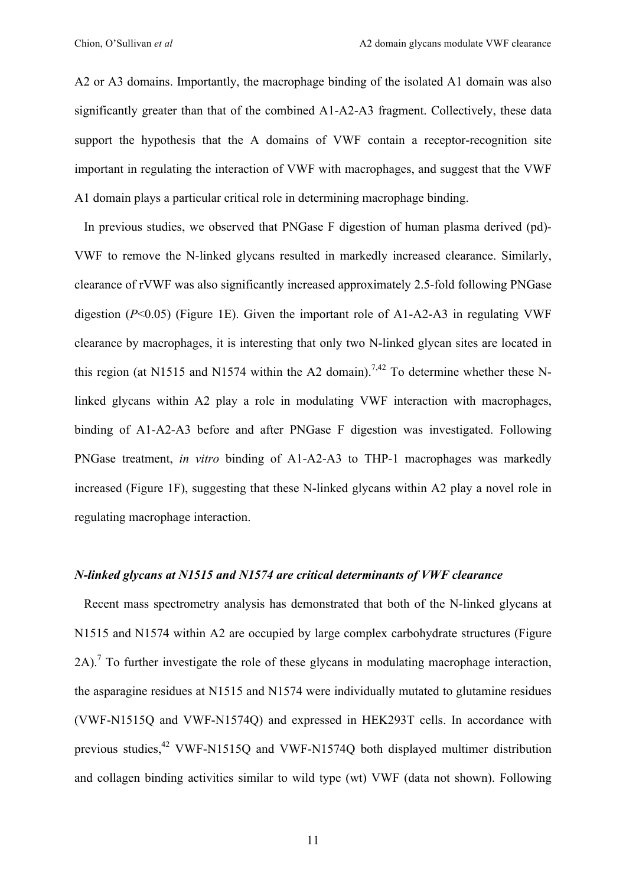A2 or A3 domains. Importantly, the macrophage binding of the isolated A1 domain was also significantly greater than that of the combined A1-A2-A3 fragment. Collectively, these data support the hypothesis that the A domains of VWF contain a receptor-recognition site important in regulating the interaction of VWF with macrophages, and suggest that the VWF A1 domain plays a particular critical role in determining macrophage binding.

In previous studies, we observed that PNGase F digestion of human plasma derived (pd)-VWF to remove the N-linked glycans resulted in markedly increased clearance. Similarly, clearance of rVWF was also significantly increased approximately 2.5-fold following PNGase digestion ($P<0.05$) (Figure 1E). Given the important role of A1-A2-A3 in regulating VWF clearance by macrophages, it is interesting that only two N-linked glycan sites are located in this region (at N1515 and N1574 within the A2 domain).[7,42] To determine whether these N-linked glycans within A2 play a role in modulating VWF interaction with macrophages, binding of A1-A2-A3 before and after PNGase F digestion was investigated. Following PNGase treatment, *in vitro* binding of A1-A2-A3 to THP-1 macrophages was markedly increased (Figure 1F), suggesting that these N-linked glycans within A2 play a novel role in regulating macrophage interaction.

### *N-linked glycans at N1515 and N1574 are critical determinants of VWF clearance*

Recent mass spectrometry analysis has demonstrated that both of the N-linked glycans at N1515 and N1574 within A2 are occupied by large complex carbohydrate structures (Figure 2A).[7] To further investigate the role of these glycans in modulating macrophage interaction, the asparagine residues at N1515 and N1574 were individually mutated to glutamine residues (VWF-N1515Q and VWF-N1574Q) and expressed in HEK293T cells. In accordance with previous studies,[42] VWF-N1515Q and VWF-N1574Q both displayed multimer distribution and collagen binding activities similar to wild type (wt) VWF (data not shown). Following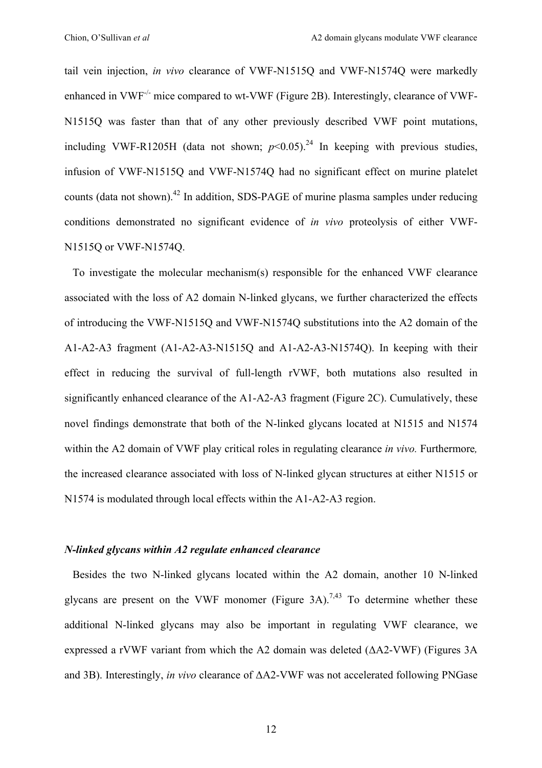tail vein injection, *in vivo* clearance of VWF-N1515Q and VWF-N1574Q were markedly enhanced in VWF$^{-/-}$ mice compared to wt-VWF (Figure 2B). Interestingly, clearance of VWF-N1515Q was faster than that of any other previously described VWF point mutations, including VWF-R1205H (data not shown; $p<0.05$).[24] In keeping with previous studies, infusion of VWF-N1515Q and VWF-N1574Q had no significant effect on murine platelet counts (data not shown).[42] In addition, SDS-PAGE of murine plasma samples under reducing conditions demonstrated no significant evidence of *in vivo* proteolysis of either VWF-N1515Q or VWF-N1574Q.

To investigate the molecular mechanism(s) responsible for the enhanced VWF clearance associated with the loss of A2 domain N-linked glycans, we further characterized the effects of introducing the VWF-N1515Q and VWF-N1574Q substitutions into the A2 domain of the A1-A2-A3 fragment (A1-A2-A3-N1515Q and A1-A2-A3-N1574Q). In keeping with their effect in reducing the survival of full-length rVWF, both mutations also resulted in significantly enhanced clearance of the A1-A2-A3 fragment (Figure 2C). Cumulatively, these novel findings demonstrate that both of the N-linked glycans located at N1515 and N1574 within the A2 domain of VWF play critical roles in regulating clearance *in vivo.* Furthermore*,* the increased clearance associated with loss of N-linked glycan structures at either N1515 or N1574 is modulated through local effects within the A1-A2-A3 region.

### *N-linked glycans within A2 regulate enhanced clearance*

Besides the two N-linked glycans located within the A2 domain, another 10 N-linked glycans are present on the VWF monomer (Figure 3A).[7,43] To determine whether these additional N-linked glycans may also be important in regulating VWF clearance, we expressed a rVWF variant from which the A2 domain was deleted (ΔA2-VWF) (Figures 3A and 3B). Interestingly, *in vivo* clearance of ΔA2-VWF was not accelerated following PNGase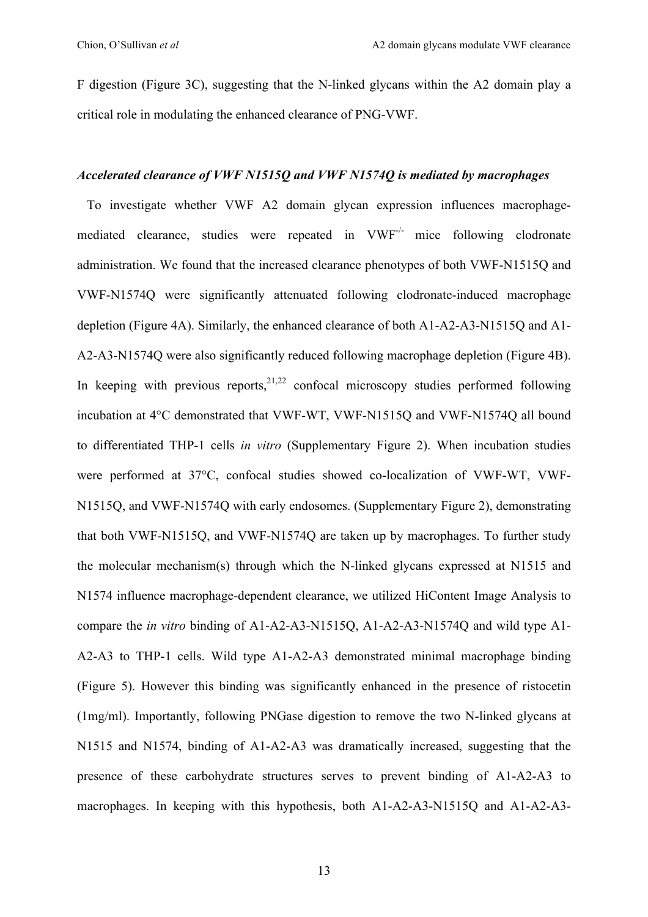F digestion (Figure 3C), suggesting that the N-linked glycans within the A2 domain play a critical role in modulating the enhanced clearance of PNG-VWF.

***Accelerated clearance of VWF N1515Q and VWF N1574Q is mediated by macrophages***

To investigate whether VWF A2 domain glycan expression influences macrophage-mediated clearance, studies were repeated in $VWF^{-/-}$ mice following clodronate administration. We found that the increased clearance phenotypes of both VWF-N1515Q and VWF-N1574Q were significantly attenuated following clodronate-induced macrophage depletion (Figure 4A). Similarly, the enhanced clearance of both A1-A2-A3-N1515Q and A1-A2-A3-N1574Q were also significantly reduced following macrophage depletion (Figure 4B). In keeping with previous reports,[21,22] confocal microscopy studies performed following incubation at 4°C demonstrated that VWF-WT, VWF-N1515Q and VWF-N1574Q all bound to differentiated THP-1 cells *in vitro* (Supplementary Figure 2). When incubation studies were performed at 37°C, confocal studies showed co-localization of VWF-WT, VWF-N1515Q, and VWF-N1574Q with early endosomes. (Supplementary Figure 2), demonstrating that both VWF-N1515Q, and VWF-N1574Q are taken up by macrophages. To further study the molecular mechanism(s) through which the N-linked glycans expressed at N1515 and N1574 influence macrophage-dependent clearance, we utilized HiContent Image Analysis to compare the *in vitro* binding of A1-A2-A3-N1515Q, A1-A2-A3-N1574Q and wild type A1-A2-A3 to THP-1 cells. Wild type A1-A2-A3 demonstrated minimal macrophage binding (Figure 5). However this binding was significantly enhanced in the presence of ristocetin (1mg/ml). Importantly, following PNGase digestion to remove the two N-linked glycans at N1515 and N1574, binding of A1-A2-A3 was dramatically increased, suggesting that the presence of these carbohydrate structures serves to prevent binding of A1-A2-A3 to macrophages. In keeping with this hypothesis, both A1-A2-A3-N1515Q and A1-A2-A3-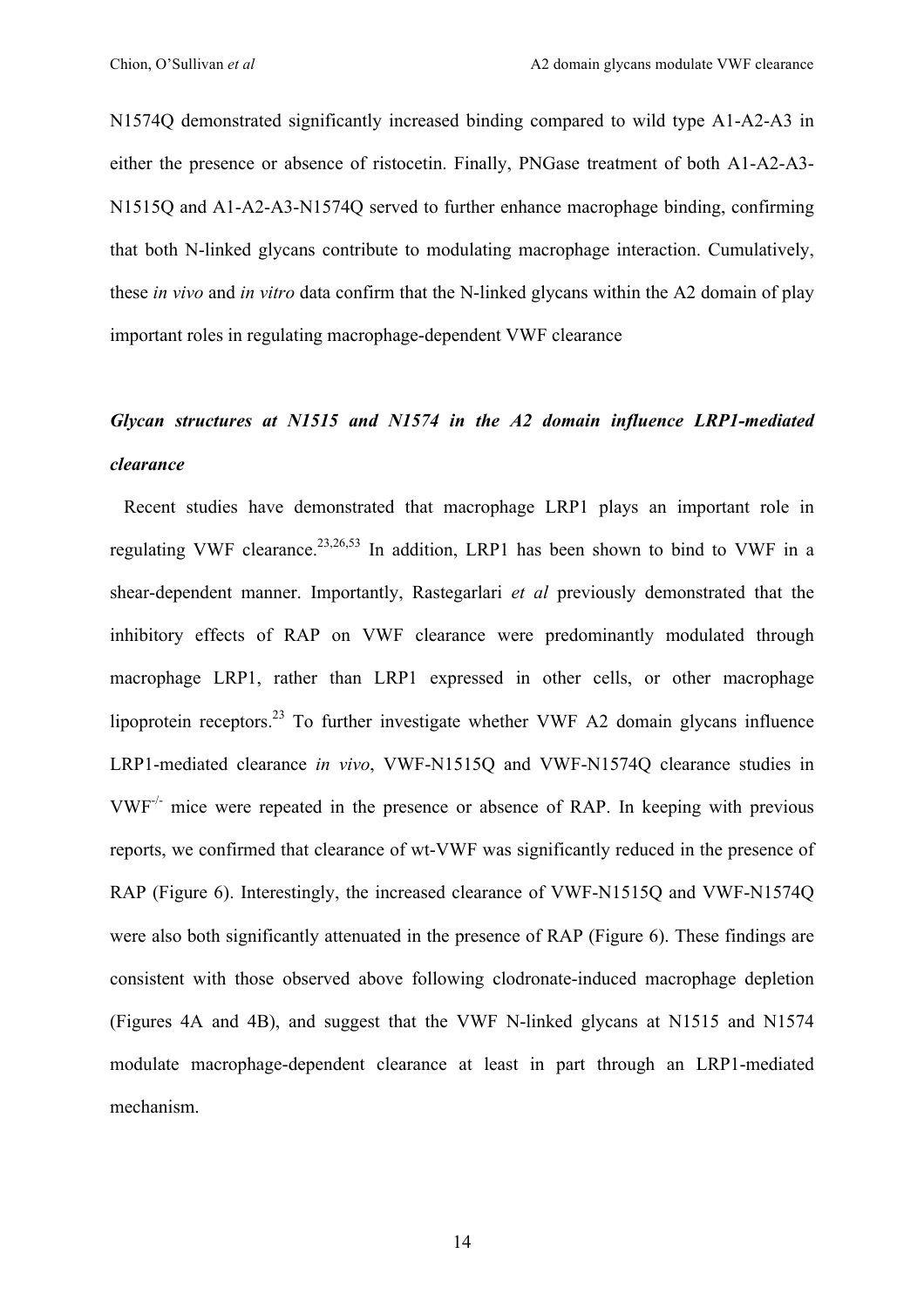N1574Q demonstrated significantly increased binding compared to wild type A1-A2-A3 in either the presence or absence of ristocetin. Finally, PNGase treatment of both A1-A2-A3-N1515Q and A1-A2-A3-N1574Q served to further enhance macrophage binding, confirming that both N-linked glycans contribute to modulating macrophage interaction. Cumulatively, these *in vivo* and *in vitro* data confirm that the N-linked glycans within the A2 domain of play important roles in regulating macrophage-dependent VWF clearance

***Glycan structures at N1515 and N1574 in the A2 domain influence LRP1-mediated clearance***

Recent studies have demonstrated that macrophage LRP1 plays an important role in regulating VWF clearance.[23,26,53] In addition, LRP1 has been shown to bind to VWF in a shear-dependent manner. Importantly, Rastegarlari *et al* previously demonstrated that the inhibitory effects of RAP on VWF clearance were predominantly modulated through macrophage LRP1, rather than LRP1 expressed in other cells, or other macrophage lipoprotein receptors.[23] To further investigate whether VWF A2 domain glycans influence LRP1-mediated clearance *in vivo*, VWF-N1515Q and VWF-N1574Q clearance studies in $VWF^{-/-}$ mice were repeated in the presence or absence of RAP. In keeping with previous reports, we confirmed that clearance of wt-VWF was significantly reduced in the presence of RAP (Figure 6). Interestingly, the increased clearance of VWF-N1515Q and VWF-N1574Q were also both significantly attenuated in the presence of RAP (Figure 6). These findings are consistent with those observed above following clodronate-induced macrophage depletion (Figures 4A and 4B), and suggest that the VWF N-linked glycans at N1515 and N1574 modulate macrophage-dependent clearance at least in part through an LRP1-mediated mechanism.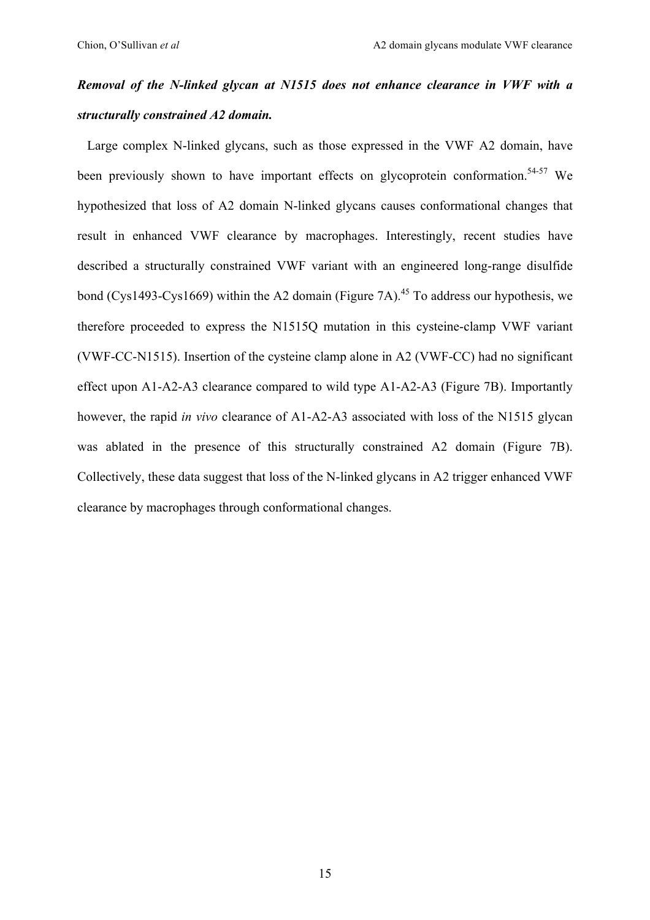***Removal of the N-linked glycan at N1515 does not enhance clearance in VWF with a structurally constrained A2 domain.***

Large complex N-linked glycans, such as those expressed in the VWF A2 domain, have been previously shown to have important effects on glycoprotein conformation.[54-57] We hypothesized that loss of A2 domain N-linked glycans causes conformational changes that result in enhanced VWF clearance by macrophages. Interestingly, recent studies have described a structurally constrained VWF variant with an engineered long-range disulfide bond (Cys1493-Cys1669) within the A2 domain (Figure 7A).[45] To address our hypothesis, we therefore proceeded to express the N1515Q mutation in this cysteine-clamp VWF variant (VWF-CC-N1515). Insertion of the cysteine clamp alone in A2 (VWF-CC) had no significant effect upon A1-A2-A3 clearance compared to wild type A1-A2-A3 (Figure 7B). Importantly however, the rapid *in vivo* clearance of A1-A2-A3 associated with loss of the N1515 glycan was ablated in the presence of this structurally constrained A2 domain (Figure 7B). Collectively, these data suggest that loss of the N-linked glycans in A2 trigger enhanced VWF clearance by macrophages through conformational changes.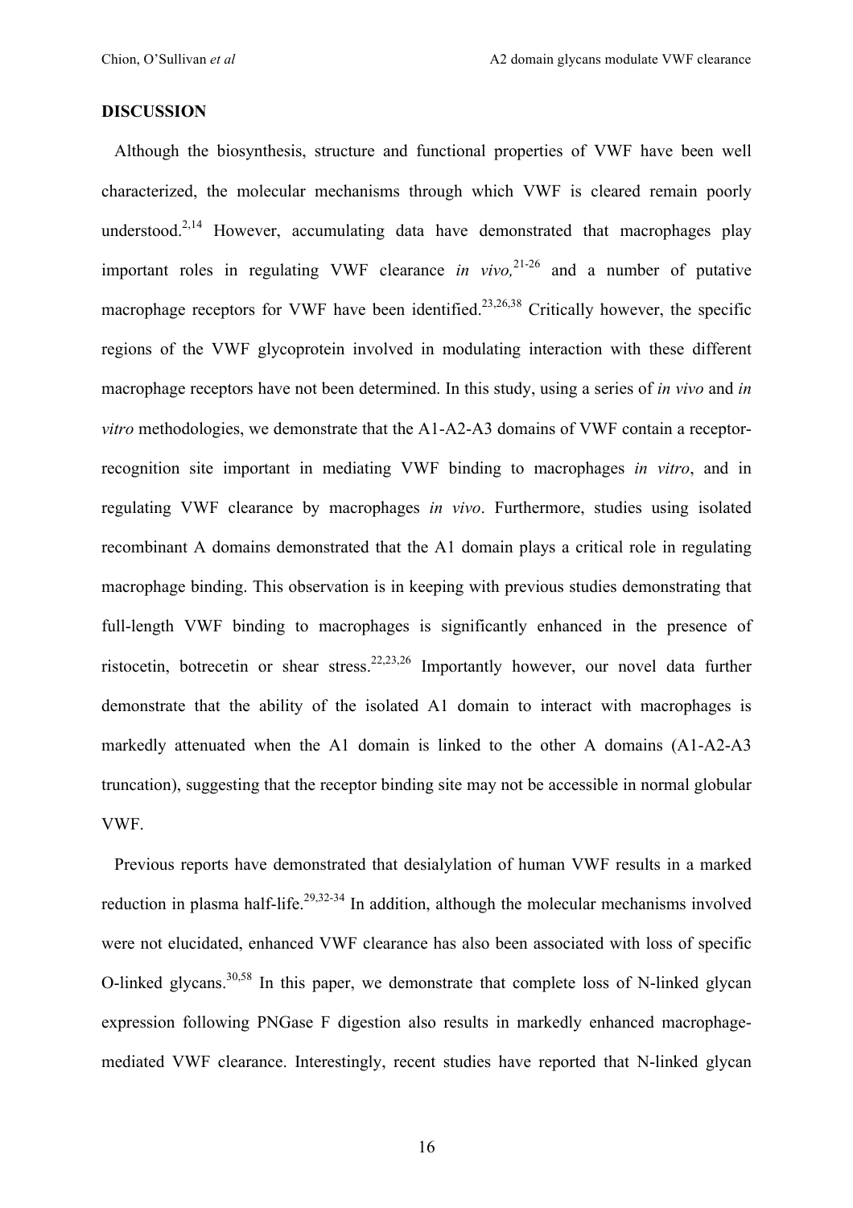## DISCUSSION

Although the biosynthesis, structure and functional properties of VWF have been well characterized, the molecular mechanisms through which VWF is cleared remain poorly understood.[2,14] However, accumulating data have demonstrated that macrophages play important roles in regulating VWF clearance *in vivo,*[21-26] and a number of putative macrophage receptors for VWF have been identified.[23,26,38] Critically however, the specific regions of the VWF glycoprotein involved in modulating interaction with these different macrophage receptors have not been determined. In this study, using a series of *in vivo* and *in vitro* methodologies, we demonstrate that the A1-A2-A3 domains of VWF contain a receptor-recognition site important in mediating VWF binding to macrophages *in vitro*, and in regulating VWF clearance by macrophages *in vivo*. Furthermore, studies using isolated recombinant A domains demonstrated that the A1 domain plays a critical role in regulating macrophage binding. This observation is in keeping with previous studies demonstrating that full-length VWF binding to macrophages is significantly enhanced in the presence of ristocetin, botrecetin or shear stress.[22,23,26] Importantly however, our novel data further demonstrate that the ability of the isolated A1 domain to interact with macrophages is markedly attenuated when the A1 domain is linked to the other A domains (A1-A2-A3 truncation), suggesting that the receptor binding site may not be accessible in normal globular VWF.

Previous reports have demonstrated that desialylation of human VWF results in a marked reduction in plasma half-life.[29,32-34] In addition, although the molecular mechanisms involved were not elucidated, enhanced VWF clearance has also been associated with loss of specific O-linked glycans.[30,58] In this paper, we demonstrate that complete loss of N-linked glycan expression following PNGase F digestion also results in markedly enhanced macrophage-mediated VWF clearance. Interestingly, recent studies have reported that N-linked glycan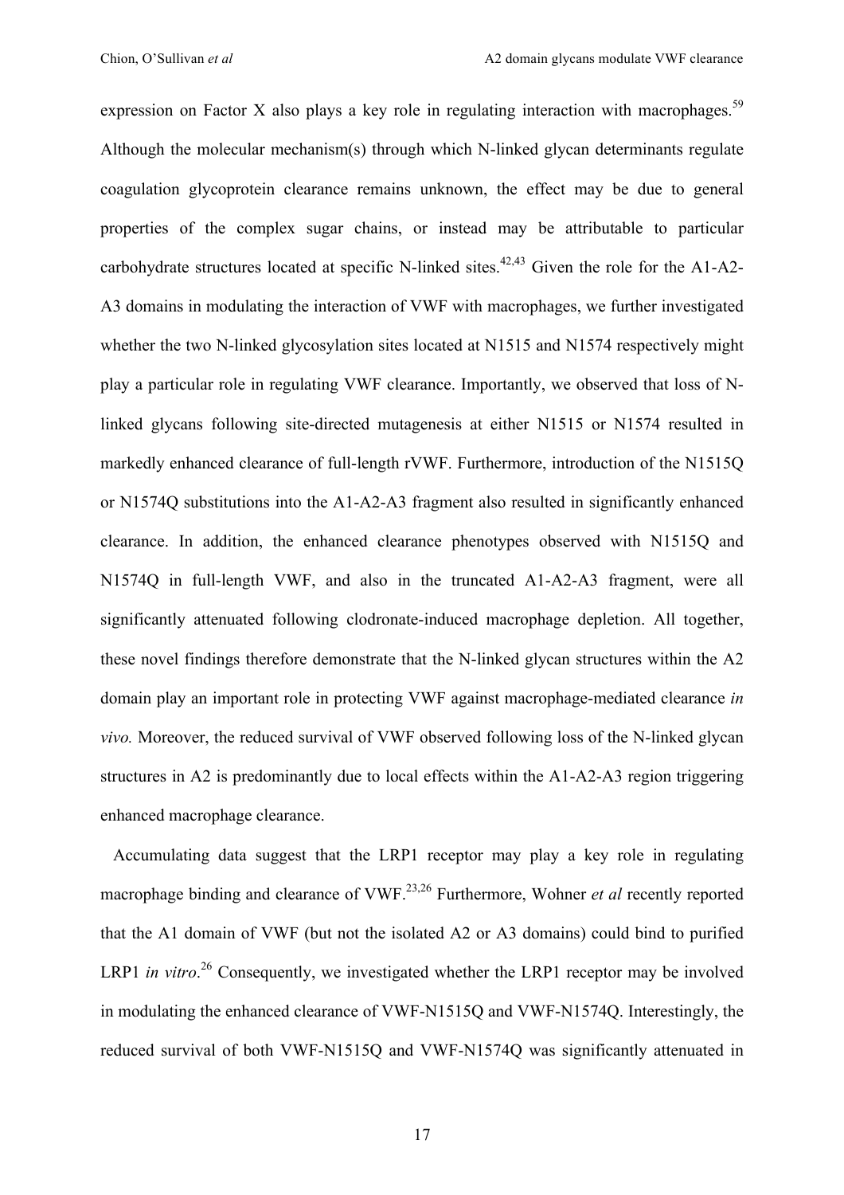expression on Factor X also plays a key role in regulating interaction with macrophages.[59] Although the molecular mechanism(s) through which N-linked glycan determinants regulate coagulation glycoprotein clearance remains unknown, the effect may be due to general properties of the complex sugar chains, or instead may be attributable to particular carbohydrate structures located at specific N-linked sites.[42,43] Given the role for the A1-A2-A3 domains in modulating the interaction of VWF with macrophages, we further investigated whether the two N-linked glycosylation sites located at N1515 and N1574 respectively might play a particular role in regulating VWF clearance. Importantly, we observed that loss of N-linked glycans following site-directed mutagenesis at either N1515 or N1574 resulted in markedly enhanced clearance of full-length rVWF. Furthermore, introduction of the N1515Q or N1574Q substitutions into the A1-A2-A3 fragment also resulted in significantly enhanced clearance. In addition, the enhanced clearance phenotypes observed with N1515Q and N1574Q in full-length VWF, and also in the truncated A1-A2-A3 fragment, were all significantly attenuated following clodronate-induced macrophage depletion. All together, these novel findings therefore demonstrate that the N-linked glycan structures within the A2 domain play an important role in protecting VWF against macrophage-mediated clearance *in vivo.* Moreover, the reduced survival of VWF observed following loss of the N-linked glycan structures in A2 is predominantly due to local effects within the A1-A2-A3 region triggering enhanced macrophage clearance.

Accumulating data suggest that the LRP1 receptor may play a key role in regulating macrophage binding and clearance of VWF.[23,26] Furthermore, Wohner *et al* recently reported that the A1 domain of VWF (but not the isolated A2 or A3 domains) could bind to purified LRP1 *in vitro*.[26] Consequently, we investigated whether the LRP1 receptor may be involved in modulating the enhanced clearance of VWF-N1515Q and VWF-N1574Q. Interestingly, the reduced survival of both VWF-N1515Q and VWF-N1574Q was significantly attenuated in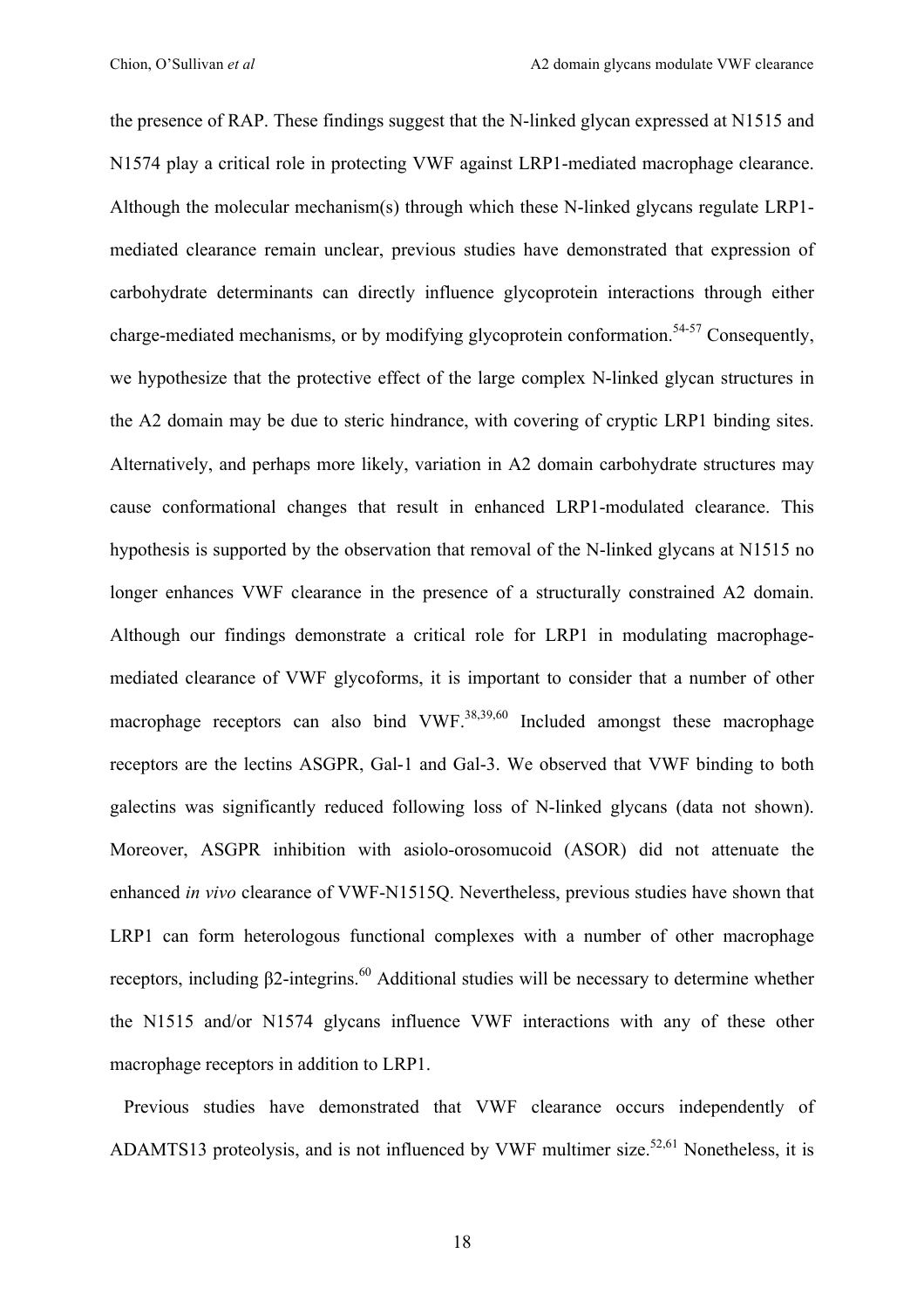the presence of RAP. These findings suggest that the N-linked glycan expressed at N1515 and N1574 play a critical role in protecting VWF against LRP1-mediated macrophage clearance. Although the molecular mechanism(s) through which these N-linked glycans regulate LRP1-mediated clearance remain unclear, previous studies have demonstrated that expression of carbohydrate determinants can directly influence glycoprotein interactions through either charge-mediated mechanisms, or by modifying glycoprotein conformation.[54-57] Consequently, we hypothesize that the protective effect of the large complex N-linked glycan structures in the A2 domain may be due to steric hindrance, with covering of cryptic LRP1 binding sites. Alternatively, and perhaps more likely, variation in A2 domain carbohydrate structures may cause conformational changes that result in enhanced LRP1-modulated clearance. This hypothesis is supported by the observation that removal of the N-linked glycans at N1515 no longer enhances VWF clearance in the presence of a structurally constrained A2 domain. Although our findings demonstrate a critical role for LRP1 in modulating macrophage-mediated clearance of VWF glycoforms, it is important to consider that a number of other macrophage receptors can also bind VWF.[38,39,60] Included amongst these macrophage receptors are the lectins ASGPR, Gal-1 and Gal-3. We observed that VWF binding to both galectins was significantly reduced following loss of N-linked glycans (data not shown). Moreover, ASGPR inhibition with asiolo-orosomucoid (ASOR) did not attenuate the enhanced *in vivo* clearance of VWF-N1515Q. Nevertheless, previous studies have shown that LRP1 can form heterologous functional complexes with a number of other macrophage receptors, including β2-integrins.[60] Additional studies will be necessary to determine whether the N1515 and/or N1574 glycans influence VWF interactions with any of these other macrophage receptors in addition to LRP1.

Previous studies have demonstrated that VWF clearance occurs independently of ADAMTS13 proteolysis, and is not influenced by VWF multimer size.[52,61] Nonetheless, it is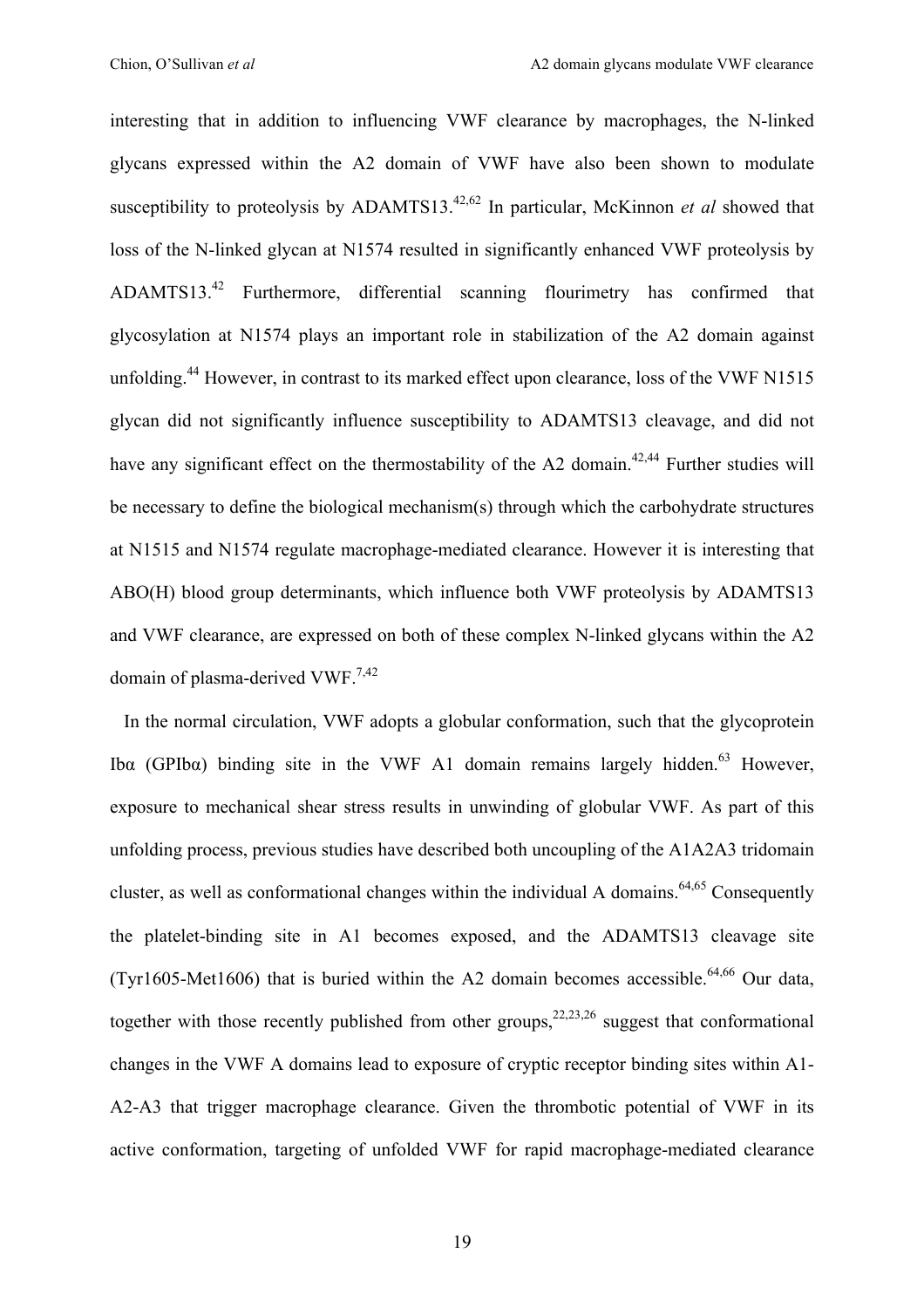interesting that in addition to influencing VWF clearance by macrophages, the N-linked glycans expressed within the A2 domain of VWF have also been shown to modulate susceptibility to proteolysis by ADAMTS13.[42,62] In particular, McKinnon *et al* showed that loss of the N-linked glycan at N1574 resulted in significantly enhanced VWF proteolysis by ADAMTS13.[42] Furthermore, differential scanning flourimetry has confirmed that glycosylation at N1574 plays an important role in stabilization of the A2 domain against unfolding.[44] However, in contrast to its marked effect upon clearance, loss of the VWF N1515 glycan did not significantly influence susceptibility to ADAMTS13 cleavage, and did not have any significant effect on the thermostability of the A2 domain.[42,44] Further studies will be necessary to define the biological mechanism(s) through which the carbohydrate structures at N1515 and N1574 regulate macrophage-mediated clearance. However it is interesting that ABO(H) blood group determinants, which influence both VWF proteolysis by ADAMTS13 and VWF clearance, are expressed on both of these complex N-linked glycans within the A2 domain of plasma-derived VWF.[7,42]

In the normal circulation, VWF adopts a globular conformation, such that the glycoprotein Ibα (GPIbα) binding site in the VWF A1 domain remains largely hidden.[63] However, exposure to mechanical shear stress results in unwinding of globular VWF. As part of this unfolding process, previous studies have described both uncoupling of the A1A2A3 tridomain cluster, as well as conformational changes within the individual A domains.[64,65] Consequently the platelet-binding site in A1 becomes exposed, and the ADAMTS13 cleavage site (Tyr1605-Met1606) that is buried within the A2 domain becomes accessible.[64,66] Our data, together with those recently published from other groups,[22,23,26] suggest that conformational changes in the VWF A domains lead to exposure of cryptic receptor binding sites within A1-A2-A3 that trigger macrophage clearance. Given the thrombotic potential of VWF in its active conformation, targeting of unfolded VWF for rapid macrophage-mediated clearance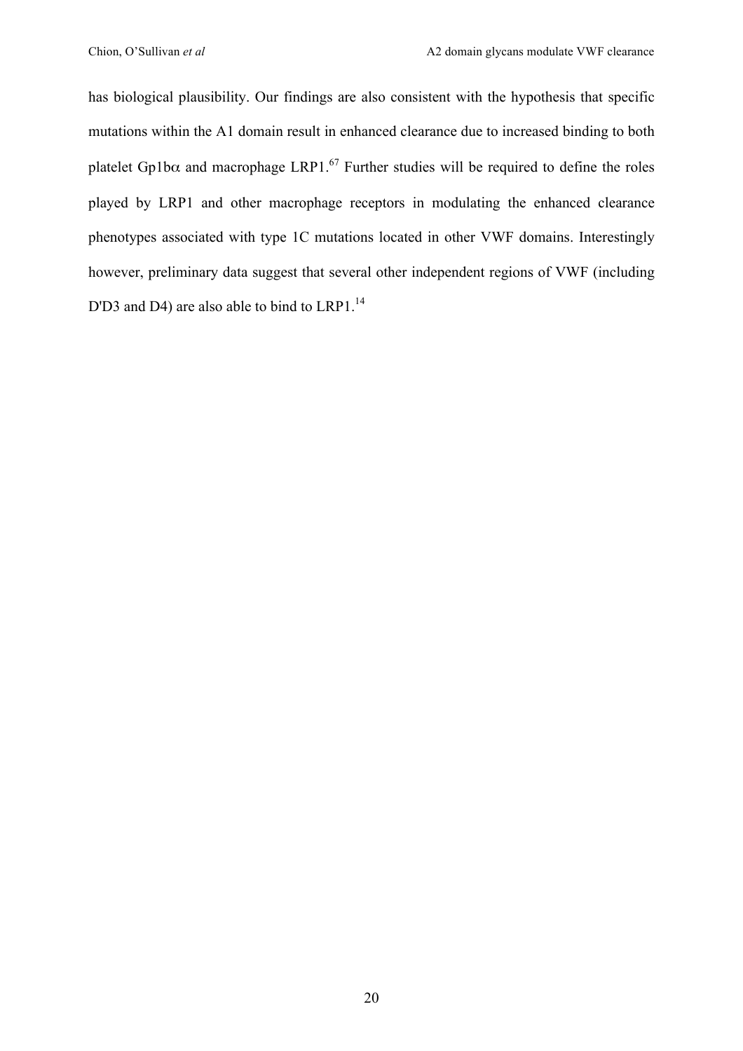has biological plausibility. Our findings are also consistent with the hypothesis that specific mutations within the A1 domain result in enhanced clearance due to increased binding to both platelet Gp1b$\alpha$ and macrophage LRP1.[67] Further studies will be required to define the roles played by LRP1 and other macrophage receptors in modulating the enhanced clearance phenotypes associated with type 1C mutations located in other VWF domains. Interestingly however, preliminary data suggest that several other independent regions of VWF (including D'D3 and D4) are also able to bind to LRP1.[14]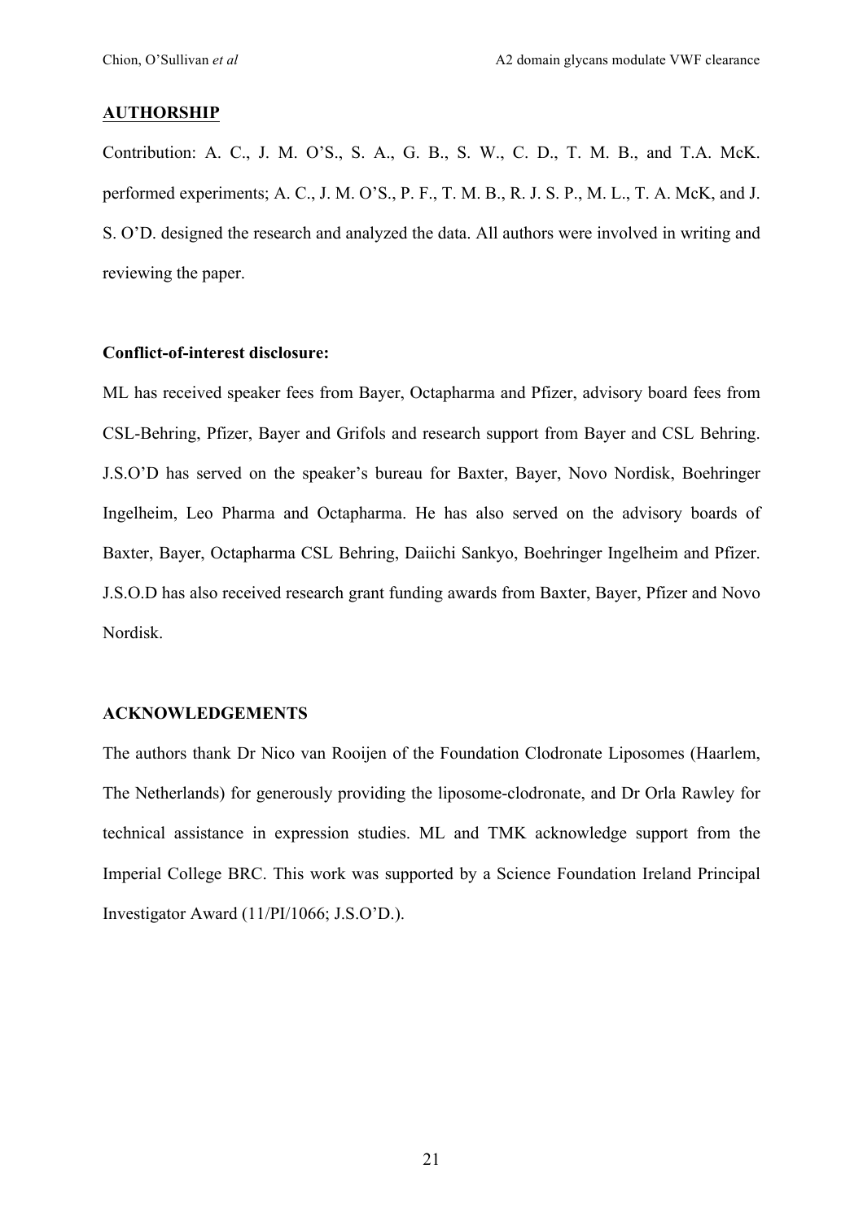## AUTHORSHIP

Contribution: A. C., J. M. O'S., S. A., G. B., S. W., C. D., T. M. B., and T.A. McK. performed experiments; A. C., J. M. O'S., P. F., T. M. B., R. J. S. P., M. L., T. A. McK, and J. S. O'D. designed the research and analyzed the data. All authors were involved in writing and reviewing the paper.

**Conflict-of-interest disclosure:**

ML has received speaker fees from Bayer, Octapharma and Pfizer, advisory board fees from CSL-Behring, Pfizer, Bayer and Grifols and research support from Bayer and CSL Behring. J.S.O'D has served on the speaker's bureau for Baxter, Bayer, Novo Nordisk, Boehringer Ingelheim, Leo Pharma and Octapharma. He has also served on the advisory boards of Baxter, Bayer, Octapharma CSL Behring, Daiichi Sankyo, Boehringer Ingelheim and Pfizer. J.S.O.D has also received research grant funding awards from Baxter, Bayer, Pfizer and Novo Nordisk.

## ACKNOWLEDGEMENTS

The authors thank Dr Nico van Rooijen of the Foundation Clodronate Liposomes (Haarlem, The Netherlands) for generously providing the liposome-clodronate, and Dr Orla Rawley for technical assistance in expression studies. ML and TMK acknowledge support from the Imperial College BRC. This work was supported by a Science Foundation Ireland Principal Investigator Award (11/PI/1066; J.S.O'D.).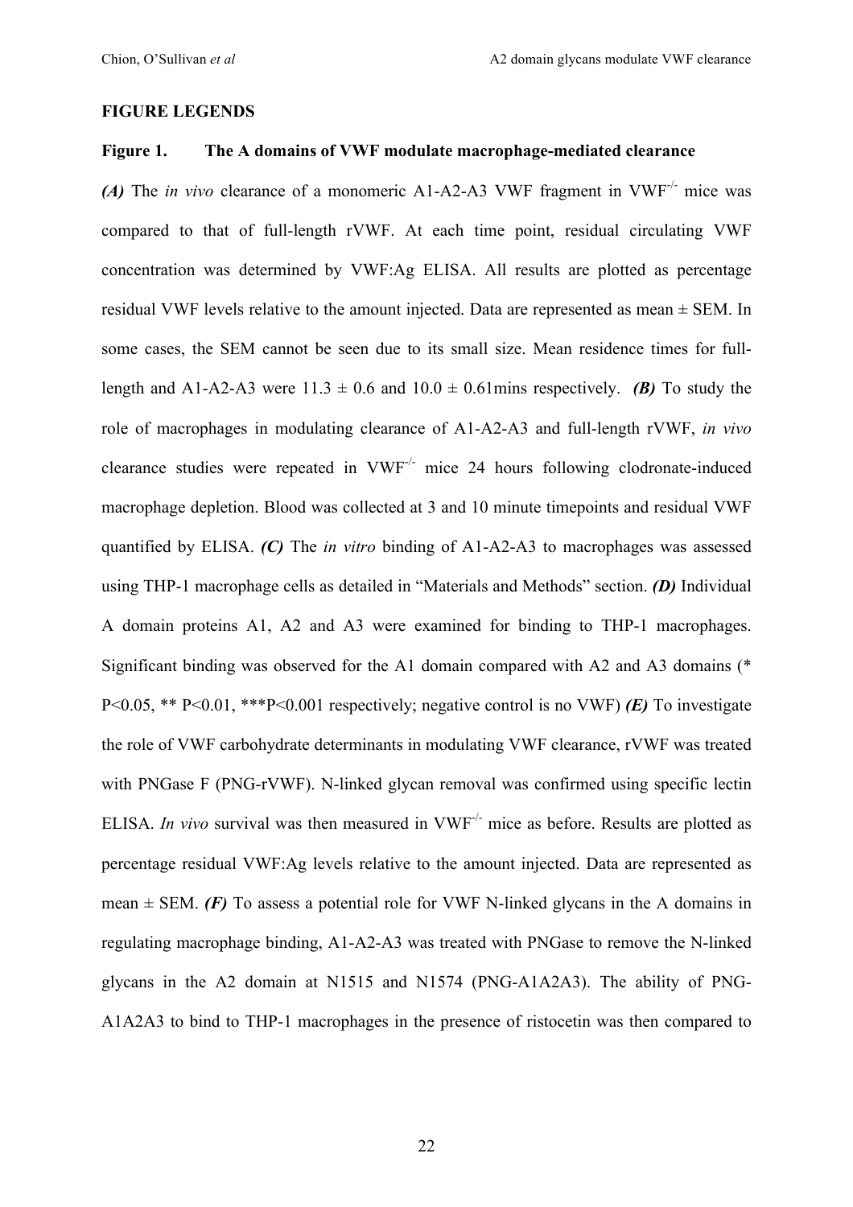## FIGURE LEGENDS

### Figure 1. The A domains of VWF modulate macrophage-mediated clearance

***(A)*** The *in vivo* clearance of a monomeric A1-A2-A3 VWF fragment in $VWF^{-/-}$ mice was compared to that of full-length rVWF. At each time point, residual circulating VWF concentration was determined by VWF:Ag ELISA. All results are plotted as percentage residual VWF levels relative to the amount injected. Data are represented as mean ± SEM. In some cases, the SEM cannot be seen due to its small size. Mean residence times for full-length and A1-A2-A3 were 11.3 ± 0.6 and 10.0 ± 0.61mins respectively. ***(B)*** To study the role of macrophages in modulating clearance of A1-A2-A3 and full-length rVWF, *in vivo* clearance studies were repeated in $VWF^{-/-}$ mice 24 hours following clodronate-induced macrophage depletion. Blood was collected at 3 and 10 minute timepoints and residual VWF quantified by ELISA. ***(C)*** The *in vitro* binding of A1-A2-A3 to macrophages was assessed using THP-1 macrophage cells as detailed in "Materials and Methods" section. ***(D)*** Individual A domain proteins A1, A2 and A3 were examined for binding to THP-1 macrophages. Significant binding was observed for the A1 domain compared with A2 and A3 domains (* $P<0.05$, ** $P<0.01$, *** $P<0.001$ respectively; negative control is no VWF) ***(E)*** To investigate the role of VWF carbohydrate determinants in modulating VWF clearance, rVWF was treated with PNGase F (PNG-rVWF). N-linked glycan removal was confirmed using specific lectin ELISA. *In vivo* survival was then measured in $VWF^{-/-}$ mice as before. Results are plotted as percentage residual VWF:Ag levels relative to the amount injected. Data are represented as mean ± SEM. ***(F)*** To assess a potential role for VWF N-linked glycans in the A domains in regulating macrophage binding, A1-A2-A3 was treated with PNGase to remove the N-linked glycans in the A2 domain at N1515 and N1574 (PNG-A1A2A3). The ability of PNG-A1A2A3 to bind to THP-1 macrophages in the presence of ristocetin was then compared to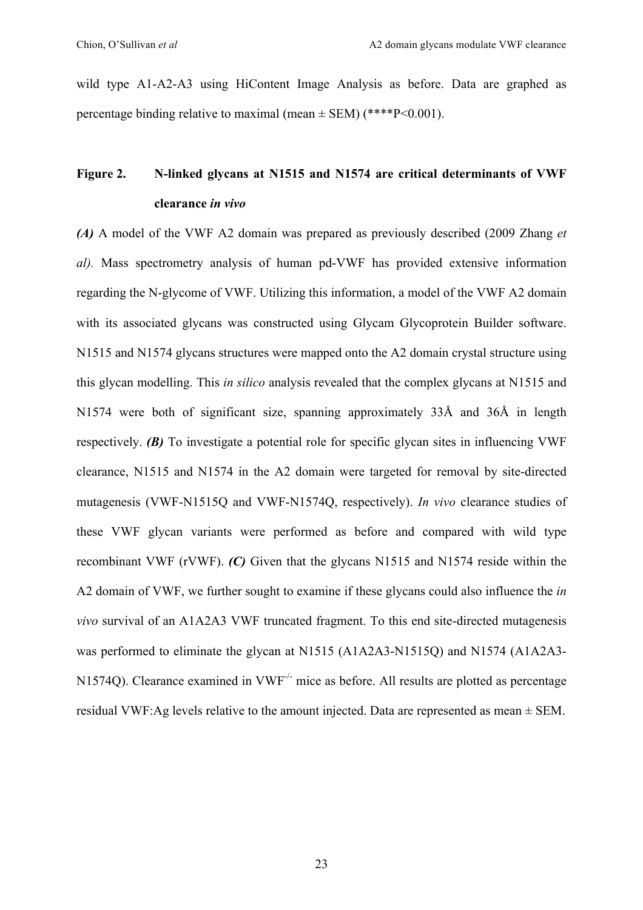wild type A1-A2-A3 using HiContent Image Analysis as before. Data are graphed as percentage binding relative to maximal (mean ± SEM) (****P<0.001).

**Figure 2. N-linked glycans at N1515 and N1574 are critical determinants of VWF clearance *in vivo***

***(A)*** A model of the VWF A2 domain was prepared as previously described (2009 Zhang *et al).* Mass spectrometry analysis of human pd-VWF has provided extensive information regarding the N-glycome of VWF. Utilizing this information, a model of the VWF A2 domain with its associated glycans was constructed using Glycam Glycoprotein Builder software. N1515 and N1574 glycans structures were mapped onto the A2 domain crystal structure using this glycan modelling. This *in silico* analysis revealed that the complex glycans at N1515 and N1574 were both of significant size, spanning approximately 33Å and 36Å in length respectively. ***(B)*** To investigate a potential role for specific glycan sites in influencing VWF clearance, N1515 and N1574 in the A2 domain were targeted for removal by site-directed mutagenesis (VWF-N1515Q and VWF-N1574Q, respectively). *In vivo* clearance studies of these VWF glycan variants were performed as before and compared with wild type recombinant VWF (rVWF). ***(C)*** Given that the glycans N1515 and N1574 reside within the A2 domain of VWF, we further sought to examine if these glycans could also influence the *in vivo* survival of an A1A2A3 VWF truncated fragment. To this end site-directed mutagenesis was performed to eliminate the glycan at N1515 (A1A2A3-N1515Q) and N1574 (A1A2A3-N1574Q). Clearance examined in $VWF^{-/-}$ mice as before. All results are plotted as percentage residual VWF:Ag levels relative to the amount injected. Data are represented as mean ± SEM.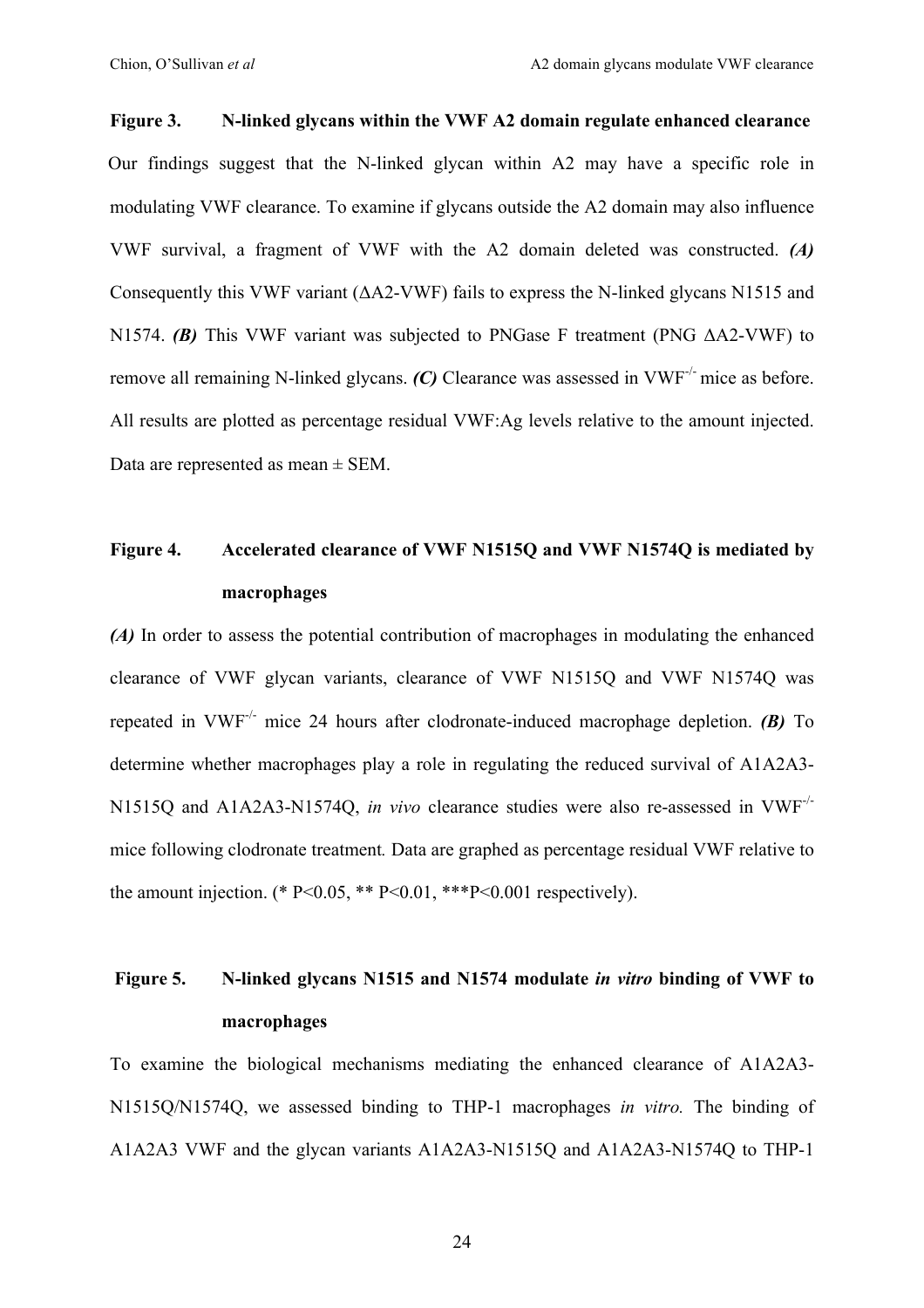**Figure 3. N-linked glycans within the VWF A2 domain regulate enhanced clearance**

Our findings suggest that the N-linked glycan within A2 may have a specific role in modulating VWF clearance. To examine if glycans outside the A2 domain may also influence VWF survival, a fragment of VWF with the A2 domain deleted was constructed. ***(A)*** Consequently this VWF variant (ΔA2-VWF) fails to express the N-linked glycans N1515 and N1574. ***(B)*** This VWF variant was subjected to PNGase F treatment (PNG ΔA2-VWF) to remove all remaining N-linked glycans. ***(C)*** Clearance was assessed in VWF$^{-/-}$ mice as before. All results are plotted as percentage residual VWF:Ag levels relative to the amount injected. Data are represented as mean ± SEM.

**Figure 4. Accelerated clearance of VWF N1515Q and VWF N1574Q is mediated by macrophages**

***(A)*** In order to assess the potential contribution of macrophages in modulating the enhanced clearance of VWF glycan variants, clearance of VWF N1515Q and VWF N1574Q was repeated in VWF$^{-/-}$ mice 24 hours after clodronate-induced macrophage depletion. ***(B)*** To determine whether macrophages play a role in regulating the reduced survival of A1A2A3-N1515Q and A1A2A3-N1574Q, *in vivo* clearance studies were also re-assessed in VWF$^{-/-}$ mice following clodronate treatment*.* Data are graphed as percentage residual VWF relative to the amount injection. (* $P<0.05$, ** $P<0.01$, ***$P<0.001$ respectively).

**Figure 5. N-linked glycans N1515 and N1574 modulate *in vitro* binding of VWF to macrophages**

To examine the biological mechanisms mediating the enhanced clearance of A1A2A3-N1515Q/N1574Q, we assessed binding to THP-1 macrophages *in vitro.* The binding of A1A2A3 VWF and the glycan variants A1A2A3-N1515Q and A1A2A3-N1574Q to THP-1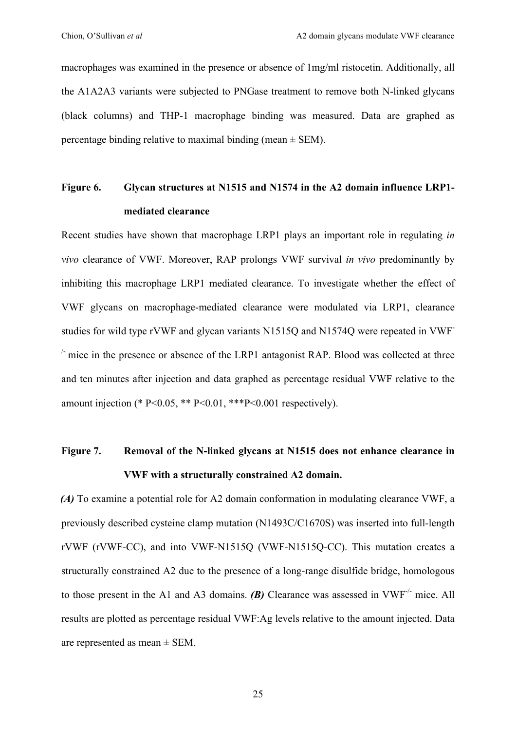macrophages was examined in the presence or absence of 1mg/ml ristocetin. Additionally, all the A1A2A3 variants were subjected to PNGase treatment to remove both N-linked glycans (black columns) and THP-1 macrophage binding was measured. Data are graphed as percentage binding relative to maximal binding (mean ± SEM).

**Figure 6. Glycan structures at N1515 and N1574 in the A2 domain influence LRP1-mediated clearance**

Recent studies have shown that macrophage LRP1 plays an important role in regulating *in vivo* clearance of VWF. Moreover, RAP prolongs VWF survival *in vivo* predominantly by inhibiting this macrophage LRP1 mediated clearance. To investigate whether the effect of VWF glycans on macrophage-mediated clearance were modulated via LRP1, clearance studies for wild type rVWF and glycan variants N1515Q and N1574Q were repeated in $VWF^{-/-}$ mice in the presence or absence of the LRP1 antagonist RAP. Blood was collected at three and ten minutes after injection and data graphed as percentage residual VWF relative to the amount injection (* $P<0.05$, ** $P<0.01$, ***$P<0.001$ respectively).

**Figure 7. Removal of the N-linked glycans at N1515 does not enhance clearance in VWF with a structurally constrained A2 domain.**

***(A)*** To examine a potential role for A2 domain conformation in modulating clearance VWF, a previously described cysteine clamp mutation (N1493C/C1670S) was inserted into full-length rVWF (rVWF-CC), and into VWF-N1515Q (VWF-N1515Q-CC). This mutation creates a structurally constrained A2 due to the presence of a long-range disulfide bridge, homologous to those present in the A1 and A3 domains. ***(B)*** Clearance was assessed in $VWF^{-/-}$ mice. All results are plotted as percentage residual VWF:Ag levels relative to the amount injected. Data are represented as mean ± SEM.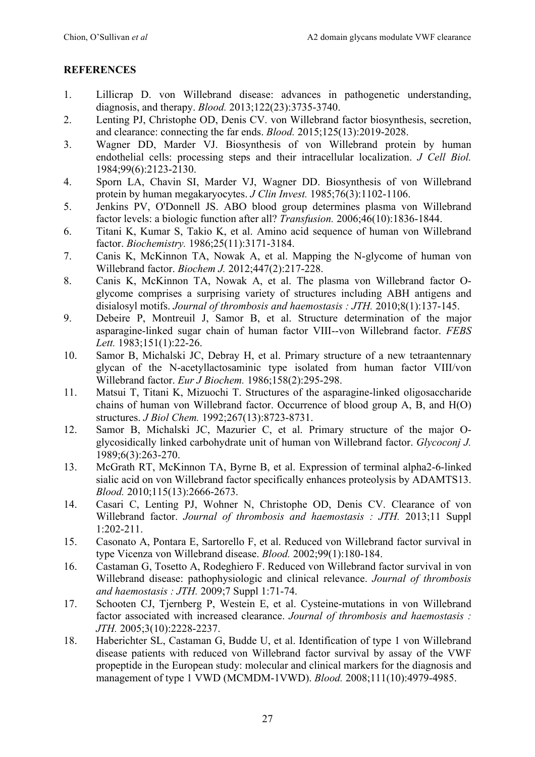## REFERENCES

1. Lillicrap D. von Willebrand disease: advances in pathogenetic understanding, diagnosis, and therapy. *Blood.* 2013;122(23):3735-3740.
2. Lenting PJ, Christophe OD, Denis CV. von Willebrand factor biosynthesis, secretion, and clearance: connecting the far ends. *Blood.* 2015;125(13):2019-2028.
3. Wagner DD, Marder VJ. Biosynthesis of von Willebrand protein by human endothelial cells: processing steps and their intracellular localization. *J Cell Biol.* 1984;99(6):2123-2130.
4. Sporn LA, Chavin SI, Marder VJ, Wagner DD. Biosynthesis of von Willebrand protein by human megakaryocytes. *J Clin Invest.* 1985;76(3):1102-1106.
5. Jenkins PV, O'Donnell JS. ABO blood group determines plasma von Willebrand factor levels: a biologic function after all? *Transfusion.* 2006;46(10):1836-1844.
6. Titani K, Kumar S, Takio K, et al. Amino acid sequence of human von Willebrand factor. *Biochemistry.* 1986;25(11):3171-3184.
7. Canis K, McKinnon TA, Nowak A, et al. Mapping the N-glycome of human von Willebrand factor. *Biochem J.* 2012;447(2):217-228.
8. Canis K, McKinnon TA, Nowak A, et al. The plasma von Willebrand factor O-glycome comprises a surprising variety of structures including ABH antigens and disialosyl motifs. *Journal of thrombosis and haemostasis : JTH.* 2010;8(1):137-145.
9. Debeire P, Montreuil J, Samor B, et al. Structure determination of the major asparagine-linked sugar chain of human factor VIII--von Willebrand factor. *FEBS Lett.* 1983;151(1):22-26.
10. Samor B, Michalski JC, Debray H, et al. Primary structure of a new tetraantennary glycan of the N-acetyllactosaminic type isolated from human factor VIII/von Willebrand factor. *Eur J Biochem.* 1986;158(2):295-298.
11. Matsui T, Titani K, Mizuochi T. Structures of the asparagine-linked oligosaccharide chains of human von Willebrand factor. Occurrence of blood group A, B, and H(O) structures. *J Biol Chem.* 1992;267(13):8723-8731.
12. Samor B, Michalski JC, Mazurier C, et al. Primary structure of the major O-glycosidically linked carbohydrate unit of human von Willebrand factor. *Glycoconj J.* 1989;6(3):263-270.
13. McGrath RT, McKinnon TA, Byrne B, et al. Expression of terminal alpha2-6-linked sialic acid on von Willebrand factor specifically enhances proteolysis by ADAMTS13. *Blood.* 2010;115(13):2666-2673.
14. Casari C, Lenting PJ, Wohner N, Christophe OD, Denis CV. Clearance of von Willebrand factor. *Journal of thrombosis and haemostasis : JTH.* 2013;11 Suppl 1:202-211.
15. Casonato A, Pontara E, Sartorello F, et al. Reduced von Willebrand factor survival in type Vicenza von Willebrand disease. *Blood.* 2002;99(1):180-184.
16. Castaman G, Tosetto A, Rodeghiero F. Reduced von Willebrand factor survival in von Willebrand disease: pathophysiologic and clinical relevance. *Journal of thrombosis and haemostasis : JTH.* 2009;7 Suppl 1:71-74.
17. Schooten CJ, Tjernberg P, Westein E, et al. Cysteine-mutations in von Willebrand factor associated with increased clearance. *Journal of thrombosis and haemostasis : JTH.* 2005;3(10):2228-2237.
18. Haberichter SL, Castaman G, Budde U, et al. Identification of type 1 von Willebrand disease patients with reduced von Willebrand factor survival by assay of the VWF propeptide in the European study: molecular and clinical markers for the diagnosis and management of type 1 VWD (MCMDM-1VWD). *Blood.* 2008;111(10):4979-4985.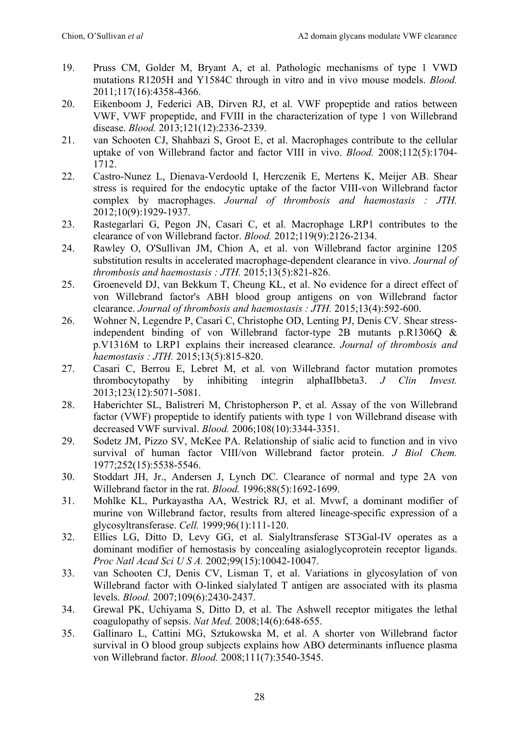19. Pruss CM, Golder M, Bryant A, et al. Pathologic mechanisms of type 1 VWD mutations R1205H and Y1584C through in vitro and in vivo mouse models. *Blood.* 2011;117(16):4358-4366.
20. Eikenboom J, Federici AB, Dirven RJ, et al. VWF propeptide and ratios between VWF, VWF propeptide, and FVIII in the characterization of type 1 von Willebrand disease. *Blood.* 2013;121(12):2336-2339.
21. van Schooten CJ, Shahbazi S, Groot E, et al. Macrophages contribute to the cellular uptake of von Willebrand factor and factor VIII in vivo. *Blood.* 2008;112(5):1704-1712.
22. Castro-Nunez L, Dienava-Verdoold I, Herczenik E, Mertens K, Meijer AB. Shear stress is required for the endocytic uptake of the factor VIII-von Willebrand factor complex by macrophages. *Journal of thrombosis and haemostasis : JTH.* 2012;10(9):1929-1937.
23. Rastegarlari G, Pegon JN, Casari C, et al. Macrophage LRP1 contributes to the clearance of von Willebrand factor. *Blood.* 2012;119(9):2126-2134.
24. Rawley O, O'Sullivan JM, Chion A, et al. von Willebrand factor arginine 1205 substitution results in accelerated macrophage-dependent clearance in vivo. *Journal of thrombosis and haemostasis : JTH.* 2015;13(5):821-826.
25. Groeneveld DJ, van Bekkum T, Cheung KL, et al. No evidence for a direct effect of von Willebrand factor's ABH blood group antigens on von Willebrand factor clearance. *Journal of thrombosis and haemostasis : JTH.* 2015;13(4):592-600.
26. Wohner N, Legendre P, Casari C, Christophe OD, Lenting PJ, Denis CV. Shear stress-independent binding of von Willebrand factor-type 2B mutants p.R1306Q & p.V1316M to LRP1 explains their increased clearance. *Journal of thrombosis and haemostasis : JTH.* 2015;13(5):815-820.
27. Casari C, Berrou E, Lebret M, et al. von Willebrand factor mutation promotes thrombocytopathy by inhibiting integrin alphaIIbbeta3. *J Clin Invest.* 2013;123(12):5071-5081.
28. Haberichter SL, Balistreri M, Christopherson P, et al. Assay of the von Willebrand factor (VWF) propeptide to identify patients with type 1 von Willebrand disease with decreased VWF survival. *Blood.* 2006;108(10):3344-3351.
29. Sodetz JM, Pizzo SV, McKee PA. Relationship of sialic acid to function and in vivo survival of human factor VIII/von Willebrand factor protein. *J Biol Chem.* 1977;252(15):5538-5546.
30. Stoddart JH, Jr., Andersen J, Lynch DC. Clearance of normal and type 2A von Willebrand factor in the rat. *Blood.* 1996;88(5):1692-1699.
31. Mohlke KL, Purkayastha AA, Westrick RJ, et al. Mvwf, a dominant modifier of murine von Willebrand factor, results from altered lineage-specific expression of a glycosyltransferase. *Cell.* 1999;96(1):111-120.
32. Ellies LG, Ditto D, Levy GG, et al. Sialyltransferase ST3Gal-IV operates as a dominant modifier of hemostasis by concealing asialoglycoprotein receptor ligands. *Proc Natl Acad Sci U S A.* 2002;99(15):10042-10047.
33. van Schooten CJ, Denis CV, Lisman T, et al. Variations in glycosylation of von Willebrand factor with O-linked sialylated T antigen are associated with its plasma levels. *Blood.* 2007;109(6):2430-2437.
34. Grewal PK, Uchiyama S, Ditto D, et al. The Ashwell receptor mitigates the lethal coagulopathy of sepsis. *Nat Med.* 2008;14(6):648-655.
35. Gallinaro L, Cattini MG, Sztukowska M, et al. A shorter von Willebrand factor survival in O blood group subjects explains how ABO determinants influence plasma von Willebrand factor. *Blood.* 2008;111(7):3540-3545.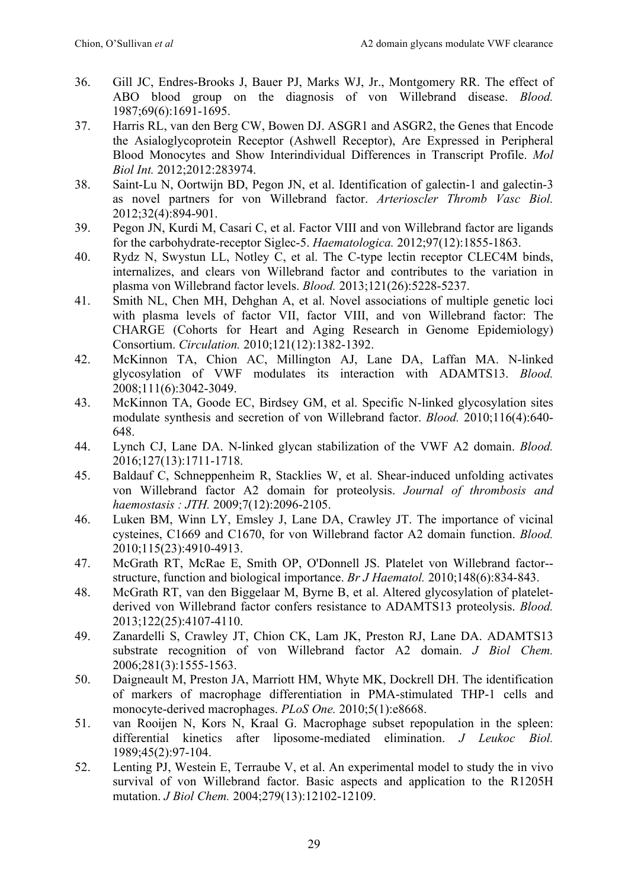36. Gill JC, Endres-Brooks J, Bauer PJ, Marks WJ, Jr., Montgomery RR. The effect of ABO blood group on the diagnosis of von Willebrand disease. *Blood.* 1987;69(6):1691-1695.
37. Harris RL, van den Berg CW, Bowen DJ. ASGR1 and ASGR2, the Genes that Encode the Asialoglycoprotein Receptor (Ashwell Receptor), Are Expressed in Peripheral Blood Monocytes and Show Interindividual Differences in Transcript Profile. *Mol Biol Int.* 2012;2012:283974.
38. Saint-Lu N, Oortwijn BD, Pegon JN, et al. Identification of galectin-1 and galectin-3 as novel partners for von Willebrand factor. *Arterioscler Thromb Vasc Biol.* 2012;32(4):894-901.
39. Pegon JN, Kurdi M, Casari C, et al. Factor VIII and von Willebrand factor are ligands for the carbohydrate-receptor Siglec-5. *Haematologica.* 2012;97(12):1855-1863.
40. Rydz N, Swystun LL, Notley C, et al. The C-type lectin receptor CLEC4M binds, internalizes, and clears von Willebrand factor and contributes to the variation in plasma von Willebrand factor levels. *Blood.* 2013;121(26):5228-5237.
41. Smith NL, Chen MH, Dehghan A, et al. Novel associations of multiple genetic loci with plasma levels of factor VII, factor VIII, and von Willebrand factor: The CHARGE (Cohorts for Heart and Aging Research in Genome Epidemiology) Consortium. *Circulation.* 2010;121(12):1382-1392.
42. McKinnon TA, Chion AC, Millington AJ, Lane DA, Laffan MA. N-linked glycosylation of VWF modulates its interaction with ADAMTS13. *Blood.* 2008;111(6):3042-3049.
43. McKinnon TA, Goode EC, Birdsey GM, et al. Specific N-linked glycosylation sites modulate synthesis and secretion of von Willebrand factor. *Blood.* 2010;116(4):640-648.
44. Lynch CJ, Lane DA. N-linked glycan stabilization of the VWF A2 domain. *Blood.* 2016;127(13):1711-1718.
45. Baldauf C, Schneppenheim R, Stacklies W, et al. Shear-induced unfolding activates von Willebrand factor A2 domain for proteolysis. *Journal of thrombosis and haemostasis : JTH.* 2009;7(12):2096-2105.
46. Luken BM, Winn LY, Emsley J, Lane DA, Crawley JT. The importance of vicinal cysteines, C1669 and C1670, for von Willebrand factor A2 domain function. *Blood.* 2010;115(23):4910-4913.
47. McGrath RT, McRae E, Smith OP, O'Donnell JS. Platelet von Willebrand factor--structure, function and biological importance. *Br J Haematol.* 2010;148(6):834-843.
48. McGrath RT, van den Biggelaar M, Byrne B, et al. Altered glycosylation of platelet-derived von Willebrand factor confers resistance to ADAMTS13 proteolysis. *Blood.* 2013;122(25):4107-4110.
49. Zanardelli S, Crawley JT, Chion CK, Lam JK, Preston RJ, Lane DA. ADAMTS13 substrate recognition of von Willebrand factor A2 domain. *J Biol Chem.* 2006;281(3):1555-1563.
50. Daigneault M, Preston JA, Marriott HM, Whyte MK, Dockrell DH. The identification of markers of macrophage differentiation in PMA-stimulated THP-1 cells and monocyte-derived macrophages. *PLoS One.* 2010;5(1):e8668.
51. van Rooijen N, Kors N, Kraal G. Macrophage subset repopulation in the spleen: differential kinetics after liposome-mediated elimination. *J Leukoc Biol.* 1989;45(2):97-104.
52. Lenting PJ, Westein E, Terraube V, et al. An experimental model to study the in vivo survival of von Willebrand factor. Basic aspects and application to the R1205H mutation. *J Biol Chem.* 2004;279(13):12102-12109.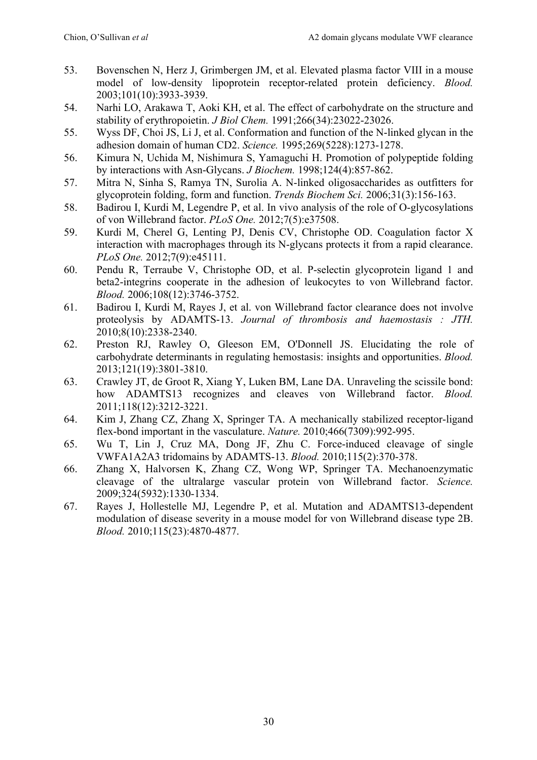53. Bovenschen N, Herz J, Grimbergen JM, et al. Elevated plasma factor VIII in a mouse model of low-density lipoprotein receptor-related protein deficiency. *Blood.* 2003;101(10):3933-3939.
54. Narhi LO, Arakawa T, Aoki KH, et al. The effect of carbohydrate on the structure and stability of erythropoietin. *J Biol Chem.* 1991;266(34):23022-23026.
55. Wyss DF, Choi JS, Li J, et al. Conformation and function of the N-linked glycan in the adhesion domain of human CD2. *Science.* 1995;269(5228):1273-1278.
56. Kimura N, Uchida M, Nishimura S, Yamaguchi H. Promotion of polypeptide folding by interactions with Asn-Glycans. *J Biochem.* 1998;124(4):857-862.
57. Mitra N, Sinha S, Ramya TN, Surolia A. N-linked oligosaccharides as outfitters for glycoprotein folding, form and function. *Trends Biochem Sci.* 2006;31(3):156-163.
58. Badirou I, Kurdi M, Legendre P, et al. In vivo analysis of the role of O-glycosylations of von Willebrand factor. *PLoS One.* 2012;7(5):e37508.
59. Kurdi M, Cherel G, Lenting PJ, Denis CV, Christophe OD. Coagulation factor X interaction with macrophages through its N-glycans protects it from a rapid clearance. *PLoS One.* 2012;7(9):e45111.
60. Pendu R, Terraube V, Christophe OD, et al. P-selectin glycoprotein ligand 1 and beta2-integrins cooperate in the adhesion of leukocytes to von Willebrand factor. *Blood.* 2006;108(12):3746-3752.
61. Badirou I, Kurdi M, Rayes J, et al. von Willebrand factor clearance does not involve proteolysis by ADAMTS-13. *Journal of thrombosis and haemostasis : JTH.* 2010;8(10):2338-2340.
62. Preston RJ, Rawley O, Gleeson EM, O'Donnell JS. Elucidating the role of carbohydrate determinants in regulating hemostasis: insights and opportunities. *Blood.* 2013;121(19):3801-3810.
63. Crawley JT, de Groot R, Xiang Y, Luken BM, Lane DA. Unraveling the scissile bond: how ADAMTS13 recognizes and cleaves von Willebrand factor. *Blood.* 2011;118(12):3212-3221.
64. Kim J, Zhang CZ, Zhang X, Springer TA. A mechanically stabilized receptor-ligand flex-bond important in the vasculature. *Nature.* 2010;466(7309):992-995.
65. Wu T, Lin J, Cruz MA, Dong JF, Zhu C. Force-induced cleavage of single VWFA1A2A3 tridomains by ADAMTS-13. *Blood.* 2010;115(2):370-378.
66. Zhang X, Halvorsen K, Zhang CZ, Wong WP, Springer TA. Mechanoenzymatic cleavage of the ultralarge vascular protein von Willebrand factor. *Science.* 2009;324(5932):1330-1334.
67. Rayes J, Hollestelle MJ, Legendre P, et al. Mutation and ADAMTS13-dependent modulation of disease severity in a mouse model for von Willebrand disease type 2B. *Blood.* 2010;115(23):4870-4877.